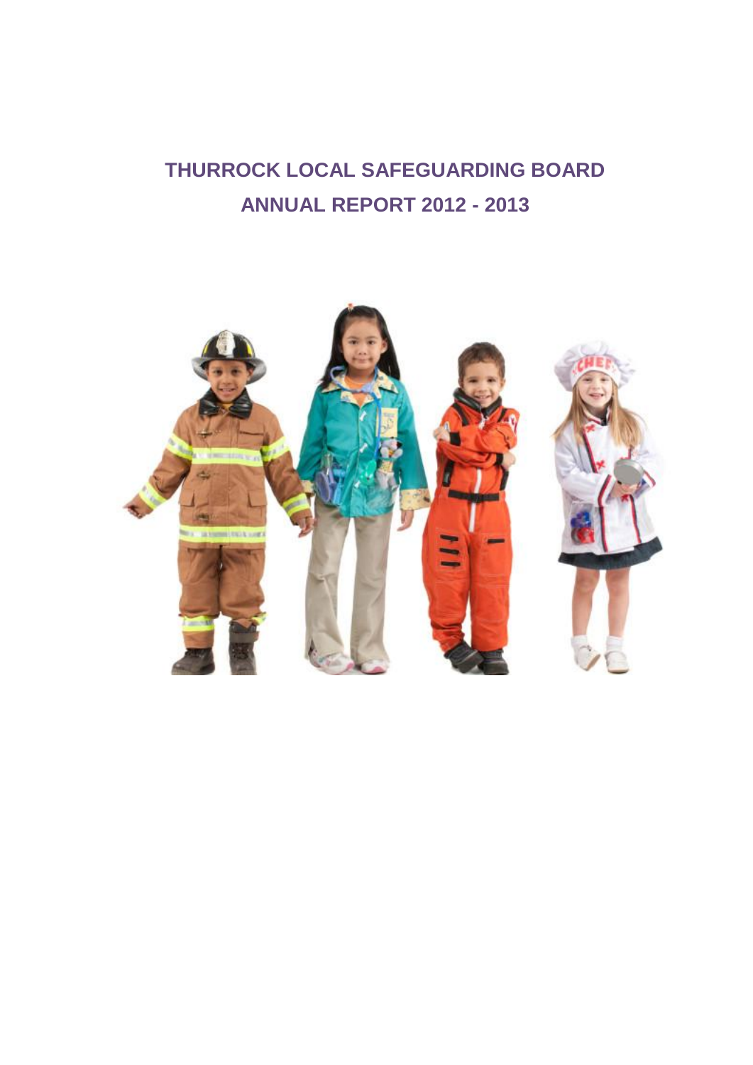# THURROCK LOCAL SAFEGUARDING BOARD
# ANNUAL REPORT 2012 - 2013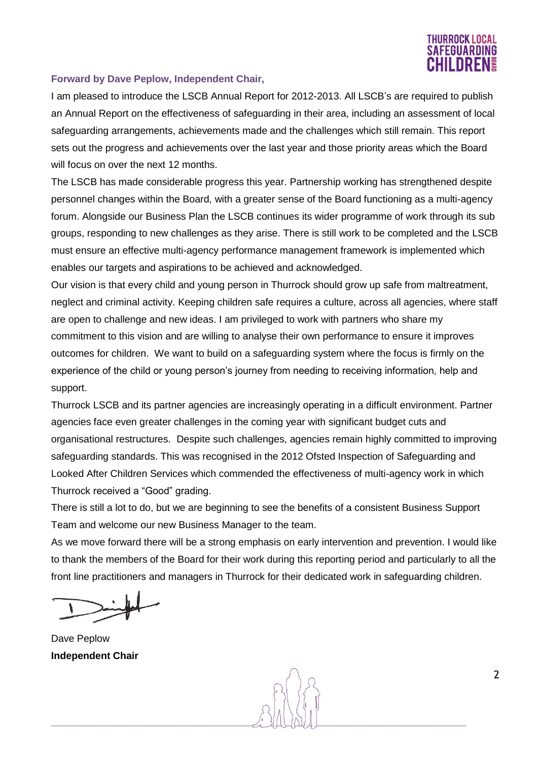## Forward by Dave Peplow, Independent Chair,

I am pleased to introduce the LSCB Annual Report for 2012-2013. All LSCB's are required to publish an Annual Report on the effectiveness of safeguarding in their area, including an assessment of local safeguarding arrangements, achievements made and the challenges which still remain. This report sets out the progress and achievements over the last year and those priority areas which the Board will focus on over the next 12 months.

The LSCB has made considerable progress this year. Partnership working has strengthened despite personnel changes within the Board, with a greater sense of the Board functioning as a multi-agency forum. Alongside our Business Plan the LSCB continues its wider programme of work through its sub groups, responding to new challenges as they arise. There is still work to be completed and the LSCB must ensure an effective multi-agency performance management framework is implemented which enables our targets and aspirations to be achieved and acknowledged.

Our vision is that every child and young person in Thurrock should grow up safe from maltreatment, neglect and criminal activity. Keeping children safe requires a culture, across all agencies, where staff are open to challenge and new ideas. I am privileged to work with partners who share my commitment to this vision and are willing to analyse their own performance to ensure it improves outcomes for children. We want to build on a safeguarding system where the focus is firmly on the experience of the child or young person's journey from needing to receiving information, help and support.

Thurrock LSCB and its partner agencies are increasingly operating in a difficult environment. Partner agencies face even greater challenges in the coming year with significant budget cuts and organisational restructures. Despite such challenges, agencies remain highly committed to improving safeguarding standards. This was recognised in the 2012 Ofsted Inspection of Safeguarding and Looked After Children Services which commended the effectiveness of multi-agency work in which Thurrock received a "Good" grading.

There is still a lot to do, but we are beginning to see the benefits of a consistent Business Support Team and welcome our new Business Manager to the team.

As we move forward there will be a strong emphasis on early intervention and prevention. I would like to thank the members of the Board for their work during this reporting period and particularly to all the front line practitioners and managers in Thurrock for their dedicated work in safeguarding children.

Dave Peplow
**Independent Chair**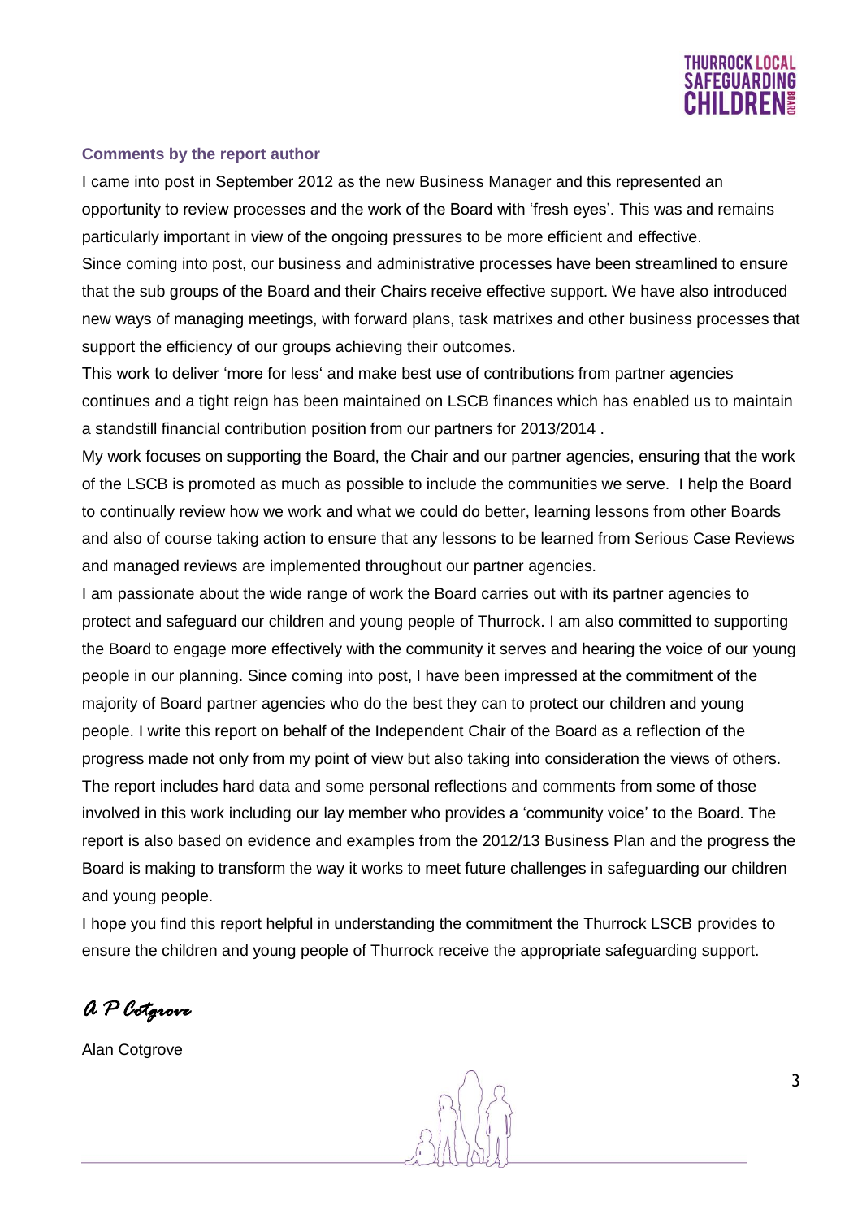### Comments by the report author

I came into post in September 2012 as the new Business Manager and this represented an opportunity to review processes and the work of the Board with 'fresh eyes'. This was and remains particularly important in view of the ongoing pressures to be more efficient and effective.

Since coming into post, our business and administrative processes have been streamlined to ensure that the sub groups of the Board and their Chairs receive effective support. We have also introduced new ways of managing meetings, with forward plans, task matrixes and other business processes that support the efficiency of our groups achieving their outcomes.

This work to deliver 'more for less' and make best use of contributions from partner agencies continues and a tight reign has been maintained on LSCB finances which has enabled us to maintain a standstill financial contribution position from our partners for 2013/2014 .

My work focuses on supporting the Board, the Chair and our partner agencies, ensuring that the work of the LSCB is promoted as much as possible to include the communities we serve. I help the Board to continually review how we work and what we could do better, learning lessons from other Boards and also of course taking action to ensure that any lessons to be learned from Serious Case Reviews and managed reviews are implemented throughout our partner agencies.

I am passionate about the wide range of work the Board carries out with its partner agencies to protect and safeguard our children and young people of Thurrock. I am also committed to supporting the Board to engage more effectively with the community it serves and hearing the voice of our young people in our planning. Since coming into post, I have been impressed at the commitment of the majority of Board partner agencies who do the best they can to protect our children and young people. I write this report on behalf of the Independent Chair of the Board as a reflection of the progress made not only from my point of view but also taking into consideration the views of others. The report includes hard data and some personal reflections and comments from some of those involved in this work including our lay member who provides a 'community voice' to the Board. The report is also based on evidence and examples from the 2012/13 Business Plan and the progress the Board is making to transform the way it works to meet future challenges in safeguarding our children and young people.

I hope you find this report helpful in understanding the commitment the Thurrock LSCB provides to ensure the children and young people of Thurrock receive the appropriate safeguarding support.

*A P Cotgrove*

Alan Cotgrove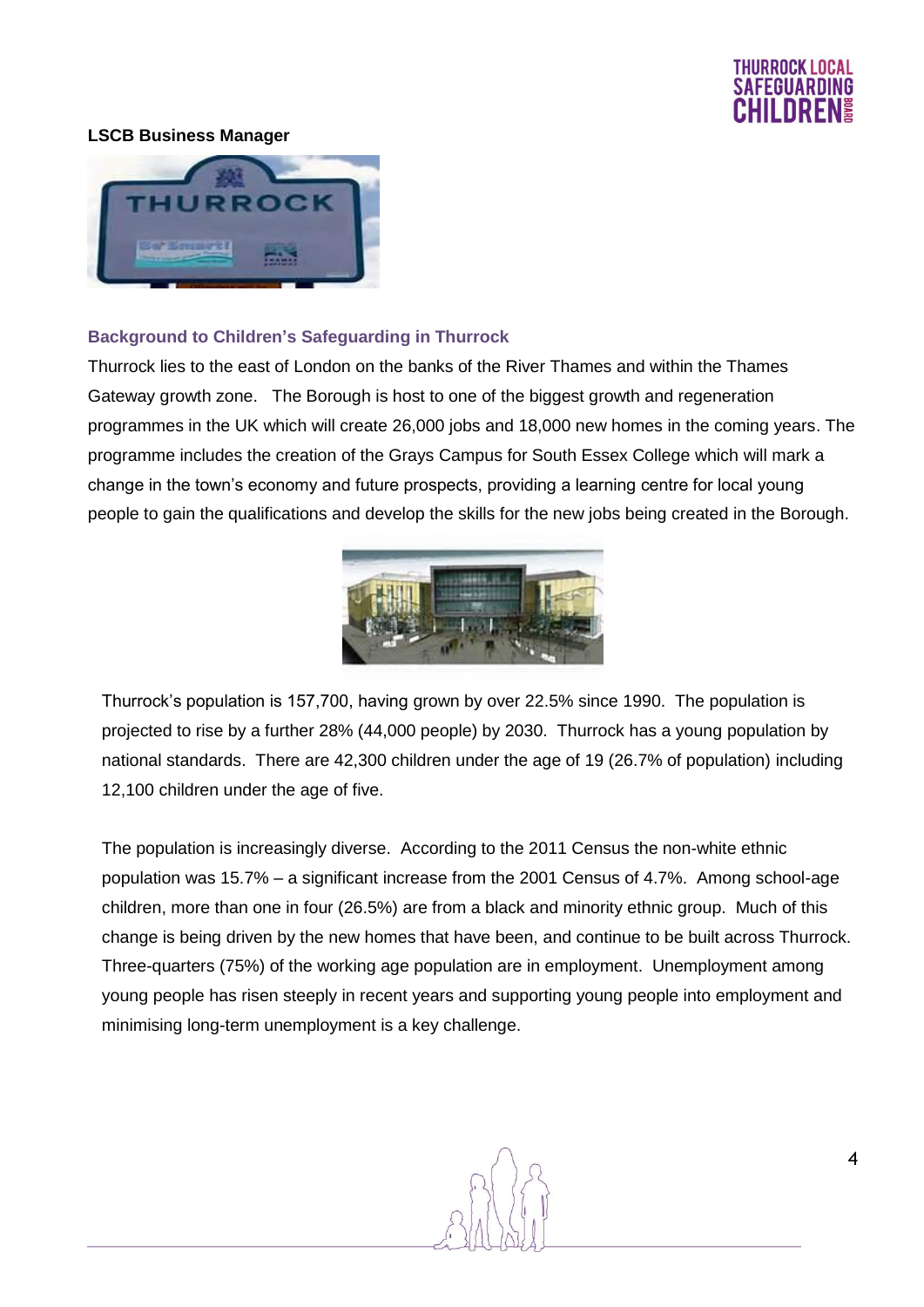**LSCB Business Manager**

### Background to Children's Safeguarding in Thurrock

Thurrock lies to the east of London on the banks of the River Thames and within the Thames Gateway growth zone. The Borough is host to one of the biggest growth and regeneration programmes in the UK which will create 26,000 jobs and 18,000 new homes in the coming years. The programme includes the creation of the Grays Campus for South Essex College which will mark a change in the town's economy and future prospects, providing a learning centre for local young people to gain the qualifications and develop the skills for the new jobs being created in the Borough.

Thurrock's population is 157,700, having grown by over 22.5% since 1990. The population is projected to rise by a further 28% (44,000 people) by 2030. Thurrock has a young population by national standards. There are 42,300 children under the age of 19 (26.7% of population) including 12,100 children under the age of five.

The population is increasingly diverse. According to the 2011 Census the non-white ethnic population was 15.7% – a significant increase from the 2001 Census of 4.7%. Among school-age children, more than one in four (26.5%) are from a black and minority ethnic group. Much of this change is being driven by the new homes that have been, and continue to be built across Thurrock. Three-quarters (75%) of the working age population are in employment. Unemployment among young people has risen steeply in recent years and supporting young people into employment and minimising long-term unemployment is a key challenge.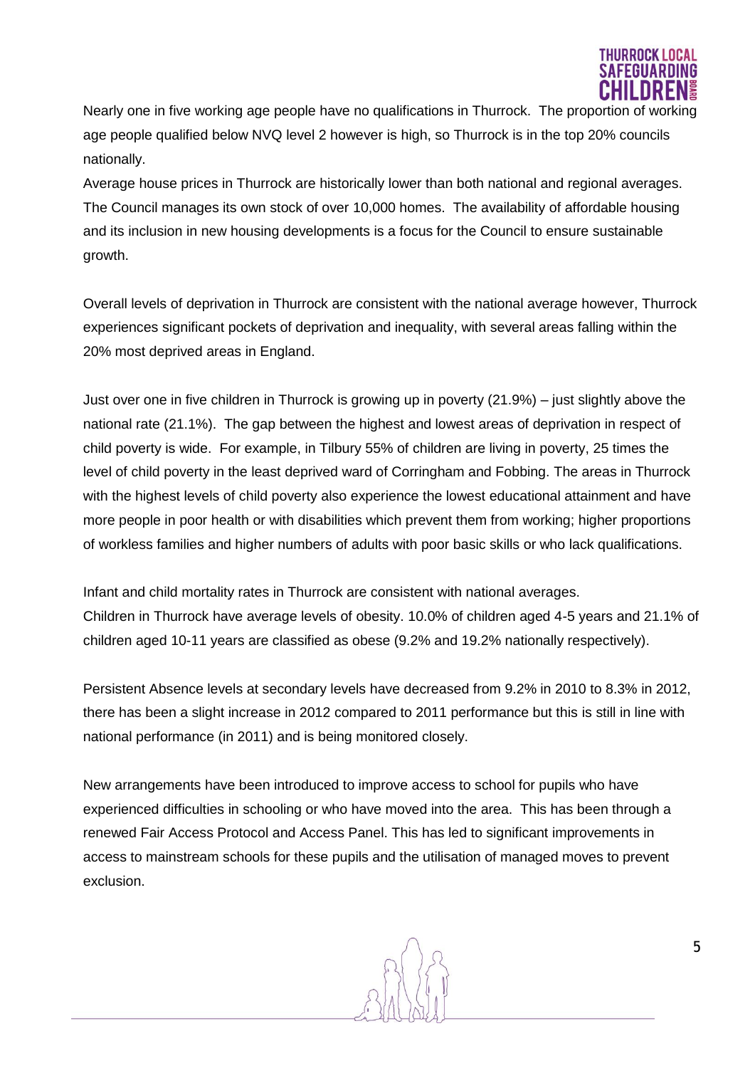Nearly one in five working age people have no qualifications in Thurrock. The proportion of working age people qualified below NVQ level 2 however is high, so Thurrock is in the top 20% councils nationally.

Average house prices in Thurrock are historically lower than both national and regional averages. The Council manages its own stock of over 10,000 homes. The availability of affordable housing and its inclusion in new housing developments is a focus for the Council to ensure sustainable growth.

Overall levels of deprivation in Thurrock are consistent with the national average however, Thurrock experiences significant pockets of deprivation and inequality, with several areas falling within the 20% most deprived areas in England.

Just over one in five children in Thurrock is growing up in poverty (21.9%) – just slightly above the national rate (21.1%). The gap between the highest and lowest areas of deprivation in respect of child poverty is wide. For example, in Tilbury 55% of children are living in poverty, 25 times the level of child poverty in the least deprived ward of Corringham and Fobbing. The areas in Thurrock with the highest levels of child poverty also experience the lowest educational attainment and have more people in poor health or with disabilities which prevent them from working; higher proportions of workless families and higher numbers of adults with poor basic skills or who lack qualifications.

Infant and child mortality rates in Thurrock are consistent with national averages.
Children in Thurrock have average levels of obesity. 10.0% of children aged 4-5 years and 21.1% of children aged 10-11 years are classified as obese (9.2% and 19.2% nationally respectively).

Persistent Absence levels at secondary levels have decreased from 9.2% in 2010 to 8.3% in 2012, there has been a slight increase in 2012 compared to 2011 performance but this is still in line with national performance (in 2011) and is being monitored closely.

New arrangements have been introduced to improve access to school for pupils who have experienced difficulties in schooling or who have moved into the area. This has been through a renewed Fair Access Protocol and Access Panel. This has led to significant improvements in access to mainstream schools for these pupils and the utilisation of managed moves to prevent exclusion.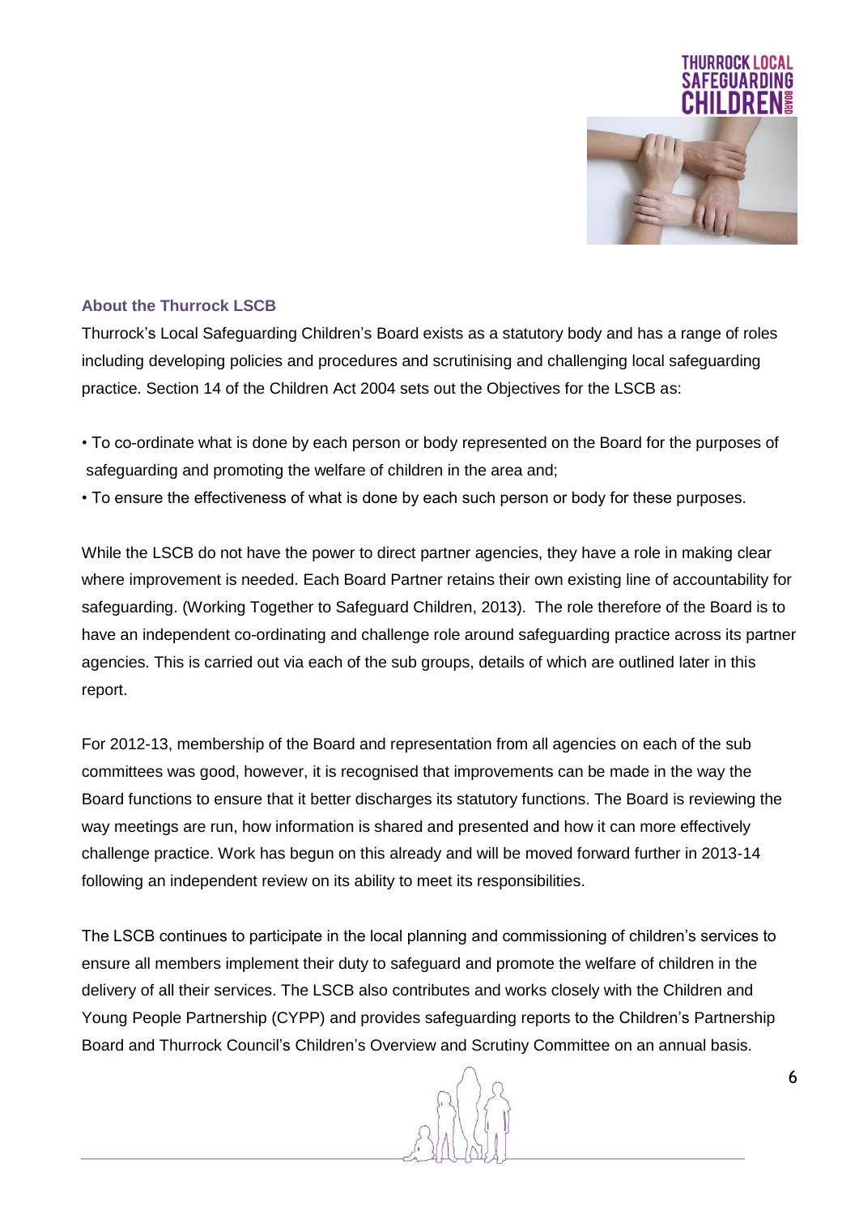## About the Thurrock LSCB

Thurrock's Local Safeguarding Children's Board exists as a statutory body and has a range of roles including developing policies and procedures and scrutinising and challenging local safeguarding practice. Section 14 of the Children Act 2004 sets out the Objectives for the LSCB as:

- To co-ordinate what is done by each person or body represented on the Board for the purposes of safeguarding and promoting the welfare of children in the area and;
- To ensure the effectiveness of what is done by each such person or body for these purposes.

While the LSCB do not have the power to direct partner agencies, they have a role in making clear where improvement is needed. Each Board Partner retains their own existing line of accountability for safeguarding. (Working Together to Safeguard Children, 2013). The role therefore of the Board is to have an independent co-ordinating and challenge role around safeguarding practice across its partner agencies. This is carried out via each of the sub groups, details of which are outlined later in this report.

For 2012-13, membership of the Board and representation from all agencies on each of the sub committees was good, however, it is recognised that improvements can be made in the way the Board functions to ensure that it better discharges its statutory functions. The Board is reviewing the way meetings are run, how information is shared and presented and how it can more effectively challenge practice. Work has begun on this already and will be moved forward further in 2013-14 following an independent review on its ability to meet its responsibilities.

The LSCB continues to participate in the local planning and commissioning of children's services to ensure all members implement their duty to safeguard and promote the welfare of children in the delivery of all their services. The LSCB also contributes and works closely with the Children and Young People Partnership (CYPP) and provides safeguarding reports to the Children's Partnership Board and Thurrock Council's Children's Overview and Scrutiny Committee on an annual basis.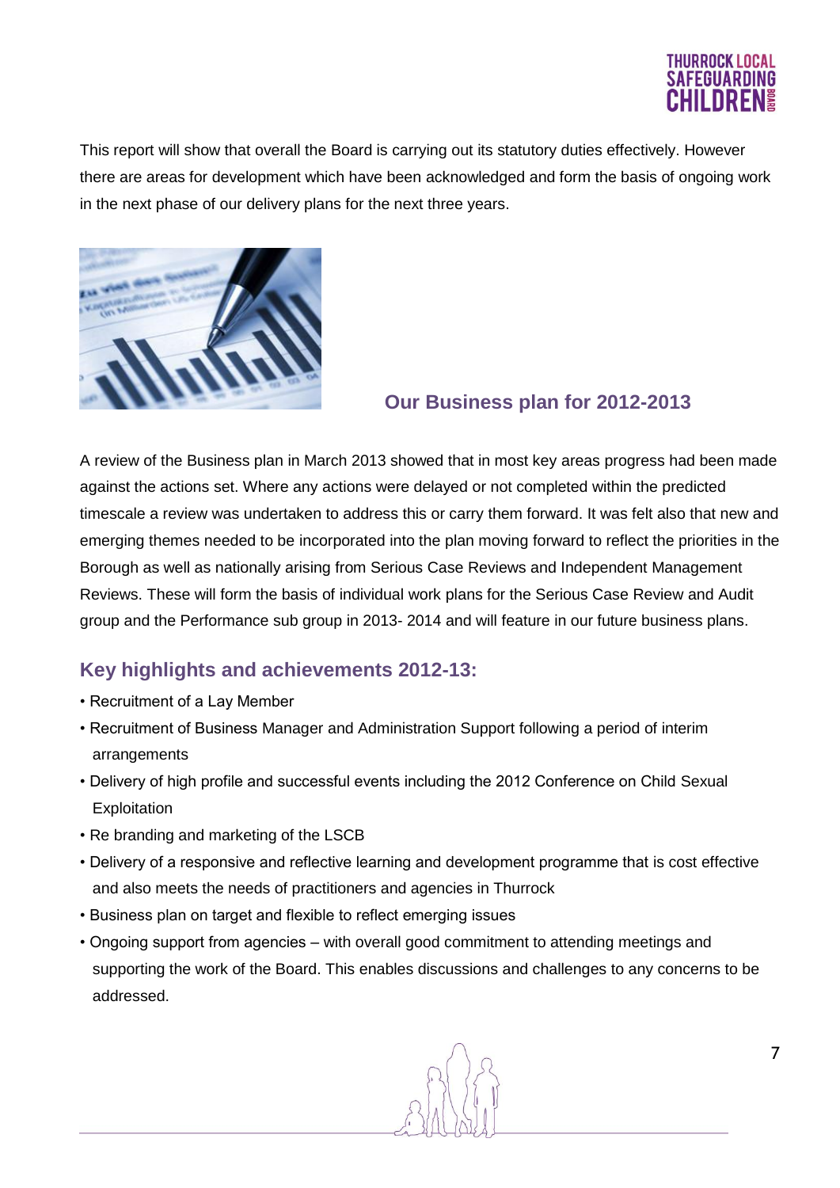This report will show that overall the Board is carrying out its statutory duties effectively. However there are areas for development which have been acknowledged and form the basis of ongoing work in the next phase of our delivery plans for the next three years.

## Our Business plan for 2012-2013

A review of the Business plan in March 2013 showed that in most key areas progress had been made against the actions set. Where any actions were delayed or not completed within the predicted timescale a review was undertaken to address this or carry them forward. It was felt also that new and emerging themes needed to be incorporated into the plan moving forward to reflect the priorities in the Borough as well as nationally arising from Serious Case Reviews and Independent Management Reviews. These will form the basis of individual work plans for the Serious Case Review and Audit group and the Performance sub group in 2013- 2014 and will feature in our future business plans.

## Key highlights and achievements 2012-13:

- Recruitment of a Lay Member
- Recruitment of Business Manager and Administration Support following a period of interim arrangements
- Delivery of high profile and successful events including the 2012 Conference on Child Sexual Exploitation
- Re branding and marketing of the LSCB
- Delivery of a responsive and reflective learning and development programme that is cost effective and also meets the needs of practitioners and agencies in Thurrock
- Business plan on target and flexible to reflect emerging issues
- Ongoing support from agencies – with overall good commitment to attending meetings and supporting the work of the Board. This enables discussions and challenges to any concerns to be addressed.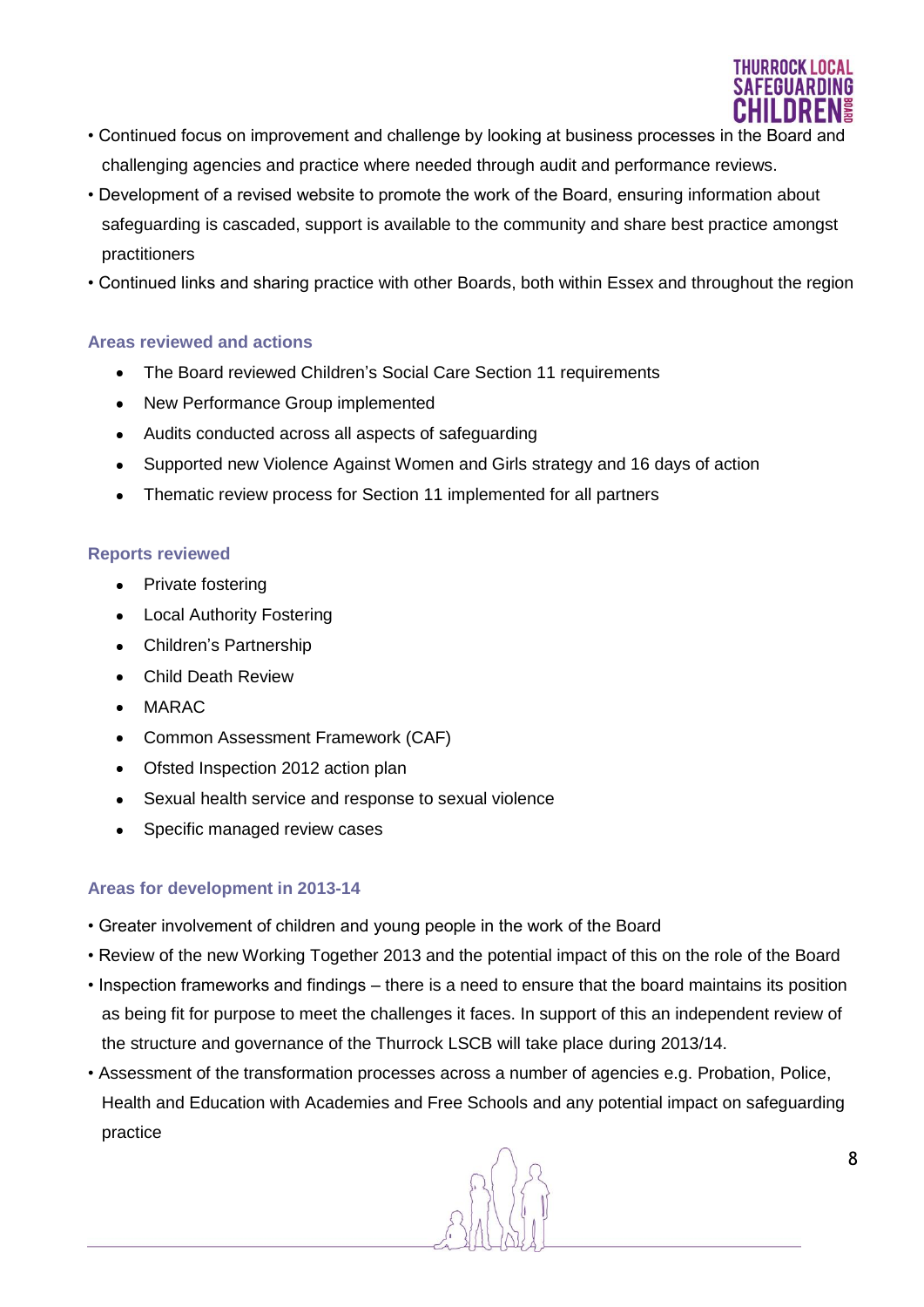- Continued focus on improvement and challenge by looking at business processes in the Board and challenging agencies and practice where needed through audit and performance reviews.
- Development of a revised website to promote the work of the Board, ensuring information about safeguarding is cascaded, support is available to the community and share best practice amongst practitioners
- Continued links and sharing practice with other Boards, both within Essex and throughout the region

### Areas reviewed and actions

- The Board reviewed Children's Social Care Section 11 requirements
- New Performance Group implemented
- Audits conducted across all aspects of safeguarding
- Supported new Violence Against Women and Girls strategy and 16 days of action
- Thematic review process for Section 11 implemented for all partners

### Reports reviewed

- Private fostering
- Local Authority Fostering
- Children's Partnership
- Child Death Review
- MARAC
- Common Assessment Framework (CAF)
- Ofsted Inspection 2012 action plan
- Sexual health service and response to sexual violence
- Specific managed review cases

### Areas for development in 2013-14

- Greater involvement of children and young people in the work of the Board
- Review of the new Working Together 2013 and the potential impact of this on the role of the Board
- Inspection frameworks and findings – there is a need to ensure that the board maintains its position as being fit for purpose to meet the challenges it faces. In support of this an independent review of the structure and governance of the Thurrock LSCB will take place during 2013/14.
- Assessment of the transformation processes across a number of agencies e.g. Probation, Police, Health and Education with Academies and Free Schools and any potential impact on safeguarding practice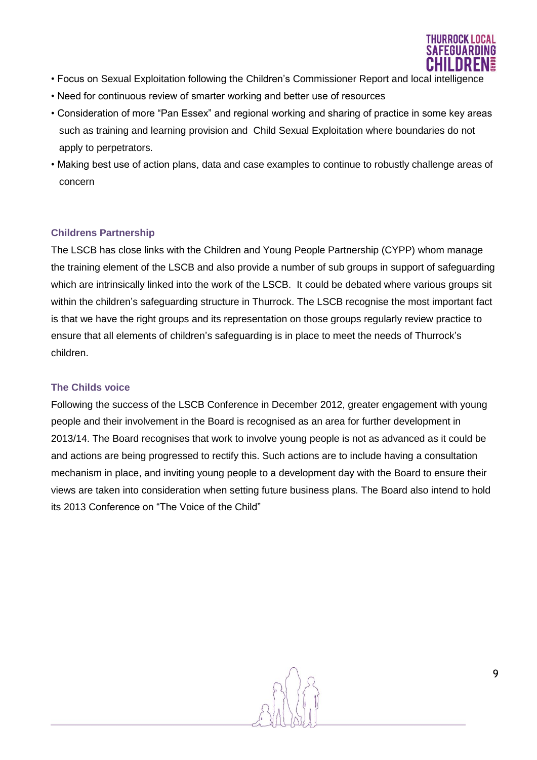- Focus on Sexual Exploitation following the Children's Commissioner Report and local intelligence
- Need for continuous review of smarter working and better use of resources
- Consideration of more "Pan Essex" and regional working and sharing of practice in some key areas such as training and learning provision and Child Sexual Exploitation where boundaries do not apply to perpetrators.
- Making best use of action plans, data and case examples to continue to robustly challenge areas of concern

### Childrens Partnership

The LSCB has close links with the Children and Young People Partnership (CYPP) whom manage the training element of the LSCB and also provide a number of sub groups in support of safeguarding which are intrinsically linked into the work of the LSCB. It could be debated where various groups sit within the children's safeguarding structure in Thurrock. The LSCB recognise the most important fact is that we have the right groups and its representation on those groups regularly review practice to ensure that all elements of children's safeguarding is in place to meet the needs of Thurrock's children.

### The Childs voice

Following the success of the LSCB Conference in December 2012, greater engagement with young people and their involvement in the Board is recognised as an area for further development in 2013/14. The Board recognises that work to involve young people is not as advanced as it could be and actions are being progressed to rectify this. Such actions are to include having a consultation mechanism in place, and inviting young people to a development day with the Board to ensure their views are taken into consideration when setting future business plans. The Board also intend to hold its 2013 Conference on "The Voice of the Child"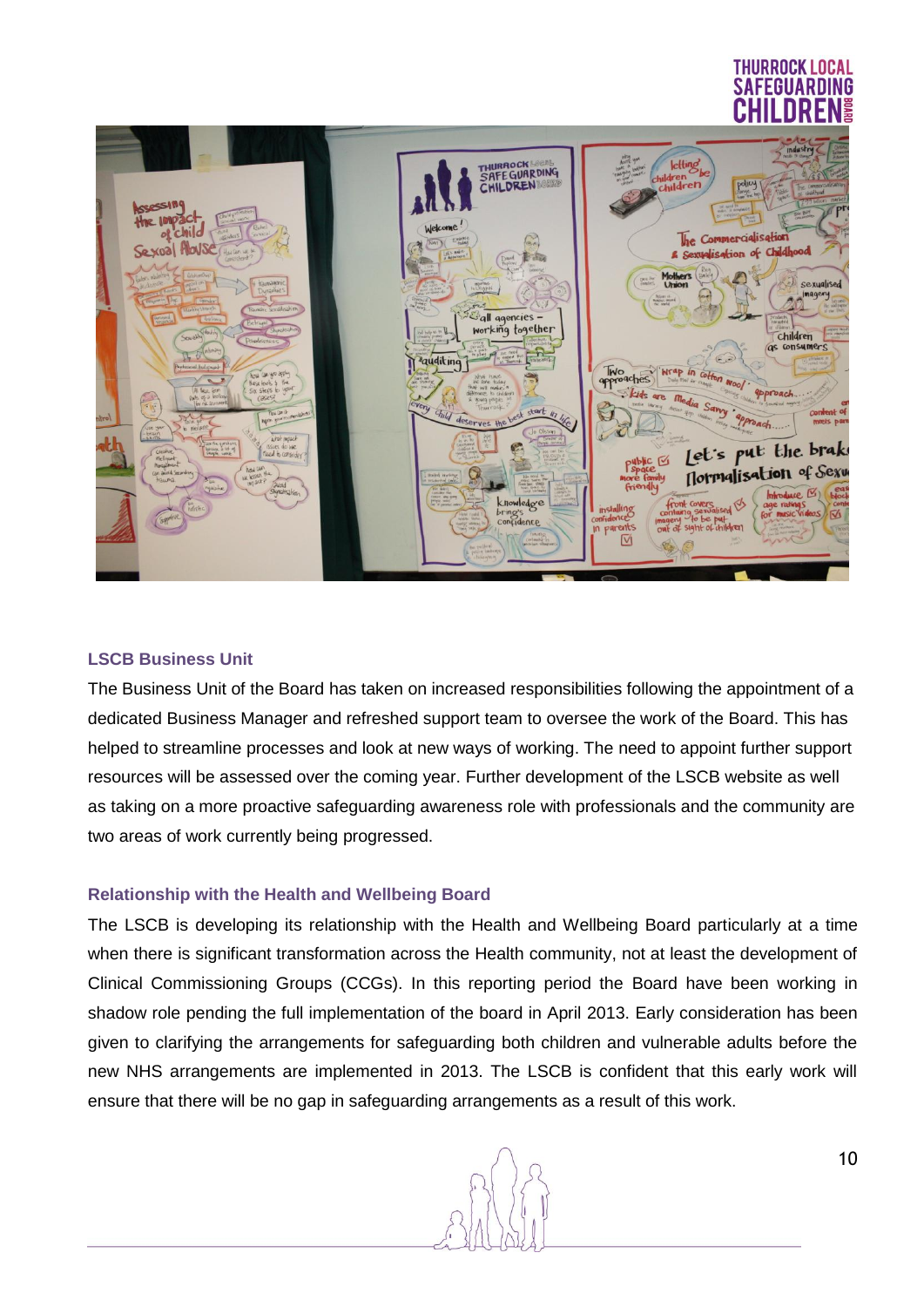## LSCB Business Unit

The Business Unit of the Board has taken on increased responsibilities following the appointment of a dedicated Business Manager and refreshed support team to oversee the work of the Board. This has helped to streamline processes and look at new ways of working. The need to appoint further support resources will be assessed over the coming year. Further development of the LSCB website as well as taking on a more proactive safeguarding awareness role with professionals and the community are two areas of work currently being progressed.

## Relationship with the Health and Wellbeing Board

The LSCB is developing its relationship with the Health and Wellbeing Board particularly at a time when there is significant transformation across the Health community, not at least the development of Clinical Commissioning Groups (CCGs). In this reporting period the Board have been working in shadow role pending the full implementation of the board in April 2013. Early consideration has been given to clarifying the arrangements for safeguarding both children and vulnerable adults before the new NHS arrangements are implemented in 2013. The LSCB is confident that this early work will ensure that there will be no gap in safeguarding arrangements as a result of this work.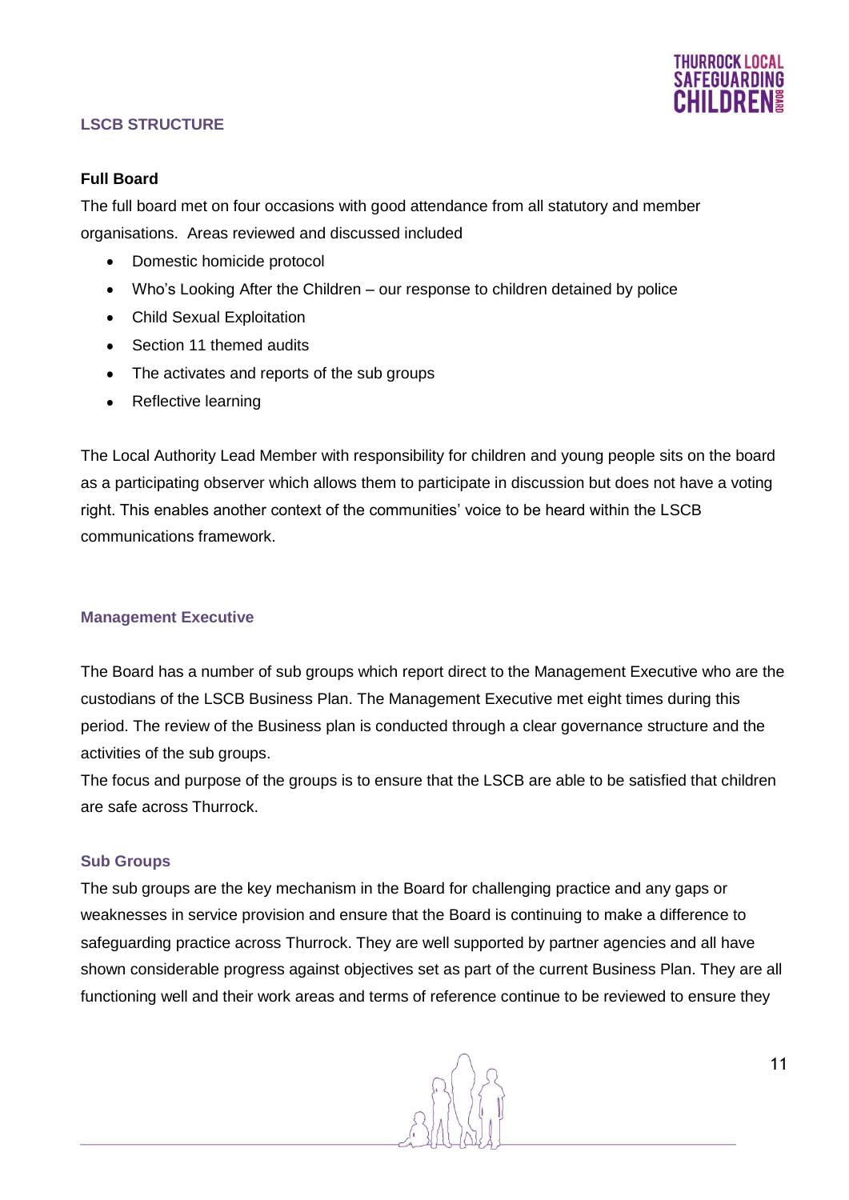## LSCB STRUCTURE

### Full Board

The full board met on four occasions with good attendance from all statutory and member organisations. Areas reviewed and discussed included

- Domestic homicide protocol
- Who's Looking After the Children – our response to children detained by police
- Child Sexual Exploitation
- Section 11 themed audits
- The activates and reports of the sub groups
- Reflective learning

The Local Authority Lead Member with responsibility for children and young people sits on the board as a participating observer which allows them to participate in discussion but does not have a voting right. This enables another context of the communities' voice to be heard within the LSCB communications framework.

### Management Executive

The Board has a number of sub groups which report direct to the Management Executive who are the custodians of the LSCB Business Plan. The Management Executive met eight times during this period. The review of the Business plan is conducted through a clear governance structure and the activities of the sub groups.
The focus and purpose of the groups is to ensure that the LSCB are able to be satisfied that children are safe across Thurrock.

### Sub Groups

The sub groups are the key mechanism in the Board for challenging practice and any gaps or weaknesses in service provision and ensure that the Board is continuing to make a difference to safeguarding practice across Thurrock. They are well supported by partner agencies and all have shown considerable progress against objectives set as part of the current Business Plan. They are all functioning well and their work areas and terms of reference continue to be reviewed to ensure they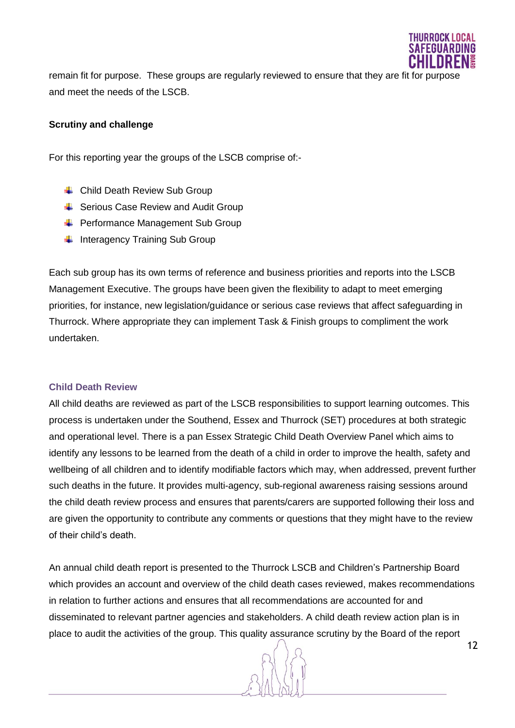remain fit for purpose. These groups are regularly reviewed to ensure that they are fit for purpose and meet the needs of the LSCB.

**Scrutiny and challenge**

For this reporting year the groups of the LSCB comprise of:-

- Child Death Review Sub Group
- Serious Case Review and Audit Group
- Performance Management Sub Group
- Interagency Training Sub Group

Each sub group has its own terms of reference and business priorities and reports into the LSCB Management Executive. The groups have been given the flexibility to adapt to meet emerging priorities, for instance, new legislation/guidance or serious case reviews that affect safeguarding in Thurrock. Where appropriate they can implement Task & Finish groups to compliment the work undertaken.

### Child Death Review

All child deaths are reviewed as part of the LSCB responsibilities to support learning outcomes. This process is undertaken under the Southend, Essex and Thurrock (SET) procedures at both strategic and operational level. There is a pan Essex Strategic Child Death Overview Panel which aims to identify any lessons to be learned from the death of a child in order to improve the health, safety and wellbeing of all children and to identify modifiable factors which may, when addressed, prevent further such deaths in the future. It provides multi-agency, sub-regional awareness raising sessions around the child death review process and ensures that parents/carers are supported following their loss and are given the opportunity to contribute any comments or questions that they might have to the review of their child's death.

An annual child death report is presented to the Thurrock LSCB and Children's Partnership Board which provides an account and overview of the child death cases reviewed, makes recommendations in relation to further actions and ensures that all recommendations are accounted for and disseminated to relevant partner agencies and stakeholders. A child death review action plan is in place to audit the activities of the group. This quality assurance scrutiny by the Board of the report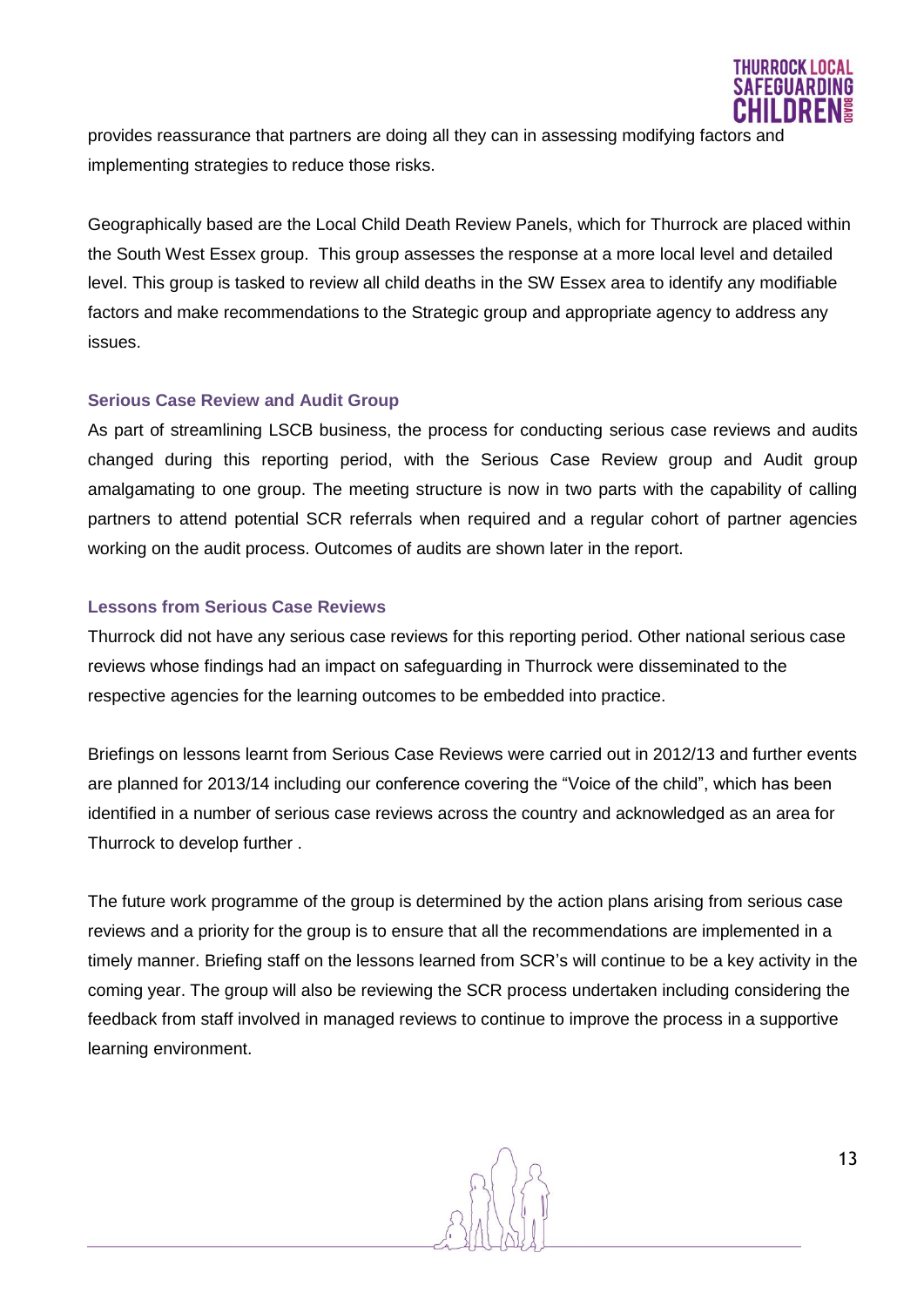provides reassurance that partners are doing all they can in assessing modifying factors and implementing strategies to reduce those risks.

Geographically based are the Local Child Death Review Panels, which for Thurrock are placed within the South West Essex group. This group assesses the response at a more local level and detailed level. This group is tasked to review all child deaths in the SW Essex area to identify any modifiable factors and make recommendations to the Strategic group and appropriate agency to address any issues.

### Serious Case Review and Audit Group

As part of streamlining LSCB business, the process for conducting serious case reviews and audits changed during this reporting period, with the Serious Case Review group and Audit group amalgamating to one group. The meeting structure is now in two parts with the capability of calling partners to attend potential SCR referrals when required and a regular cohort of partner agencies working on the audit process. Outcomes of audits are shown later in the report.

### Lessons from Serious Case Reviews

Thurrock did not have any serious case reviews for this reporting period. Other national serious case reviews whose findings had an impact on safeguarding in Thurrock were disseminated to the respective agencies for the learning outcomes to be embedded into practice.

Briefings on lessons learnt from Serious Case Reviews were carried out in 2012/13 and further events are planned for 2013/14 including our conference covering the "Voice of the child", which has been identified in a number of serious case reviews across the country and acknowledged as an area for Thurrock to develop further .

The future work programme of the group is determined by the action plans arising from serious case reviews and a priority for the group is to ensure that all the recommendations are implemented in a timely manner. Briefing staff on the lessons learned from SCR's will continue to be a key activity in the coming year. The group will also be reviewing the SCR process undertaken including considering the feedback from staff involved in managed reviews to continue to improve the process in a supportive learning environment.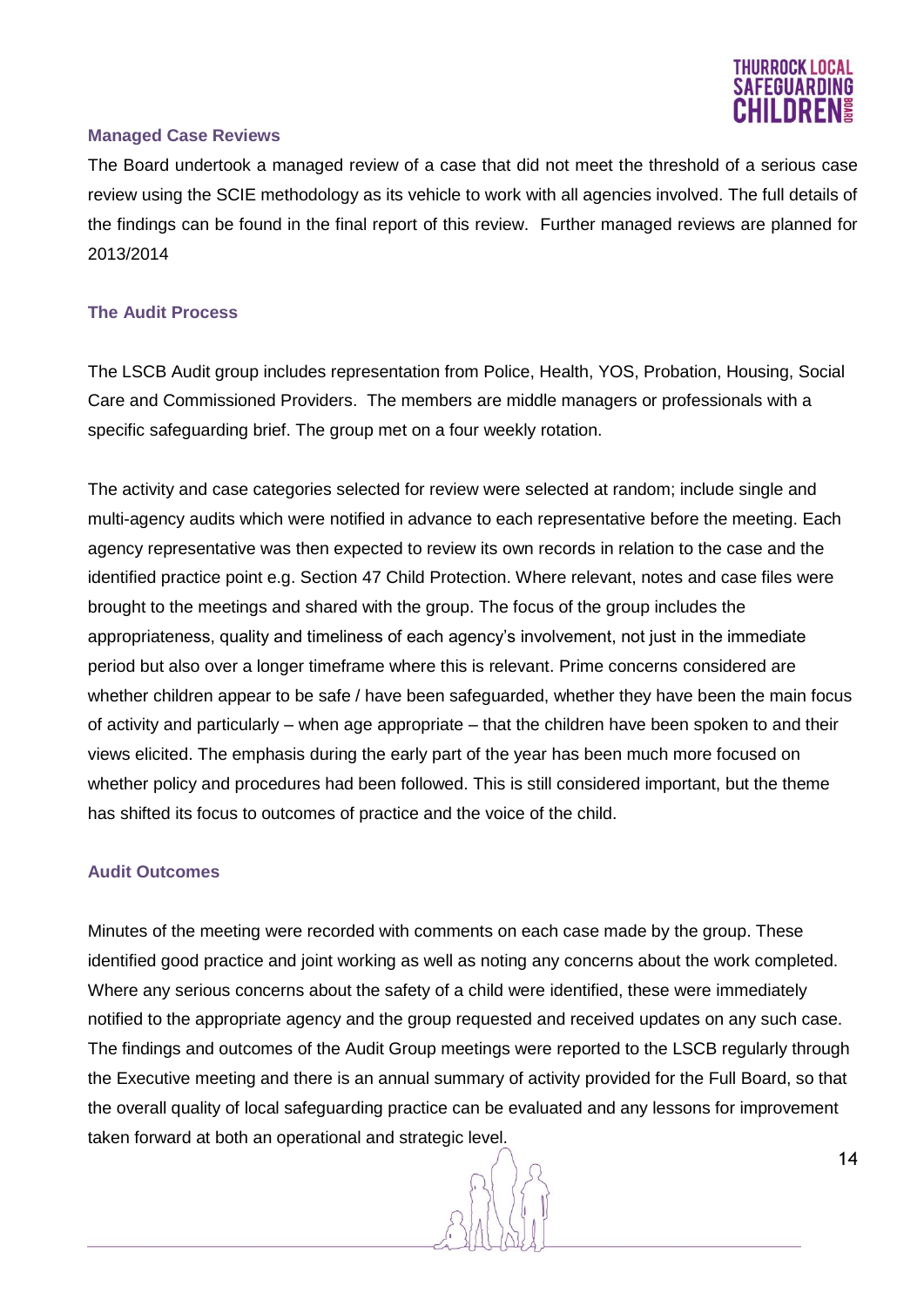## Managed Case Reviews

The Board undertook a managed review of a case that did not meet the threshold of a serious case review using the SCIE methodology as its vehicle to work with all agencies involved. The full details of the findings can be found in the final report of this review. Further managed reviews are planned for 2013/2014

## The Audit Process

The LSCB Audit group includes representation from Police, Health, YOS, Probation, Housing, Social Care and Commissioned Providers. The members are middle managers or professionals with a specific safeguarding brief. The group met on a four weekly rotation.

The activity and case categories selected for review were selected at random; include single and multi-agency audits which were notified in advance to each representative before the meeting. Each agency representative was then expected to review its own records in relation to the case and the identified practice point e.g. Section 47 Child Protection. Where relevant, notes and case files were brought to the meetings and shared with the group. The focus of the group includes the appropriateness, quality and timeliness of each agency's involvement, not just in the immediate period but also over a longer timeframe where this is relevant. Prime concerns considered are whether children appear to be safe / have been safeguarded, whether they have been the main focus of activity and particularly – when age appropriate – that the children have been spoken to and their views elicited. The emphasis during the early part of the year has been much more focused on whether policy and procedures had been followed. This is still considered important, but the theme has shifted its focus to outcomes of practice and the voice of the child.

## Audit Outcomes

Minutes of the meeting were recorded with comments on each case made by the group. These identified good practice and joint working as well as noting any concerns about the work completed. Where any serious concerns about the safety of a child were identified, these were immediately notified to the appropriate agency and the group requested and received updates on any such case. The findings and outcomes of the Audit Group meetings were reported to the LSCB regularly through the Executive meeting and there is an annual summary of activity provided for the Full Board, so that the overall quality of local safeguarding practice can be evaluated and any lessons for improvement taken forward at both an operational and strategic level.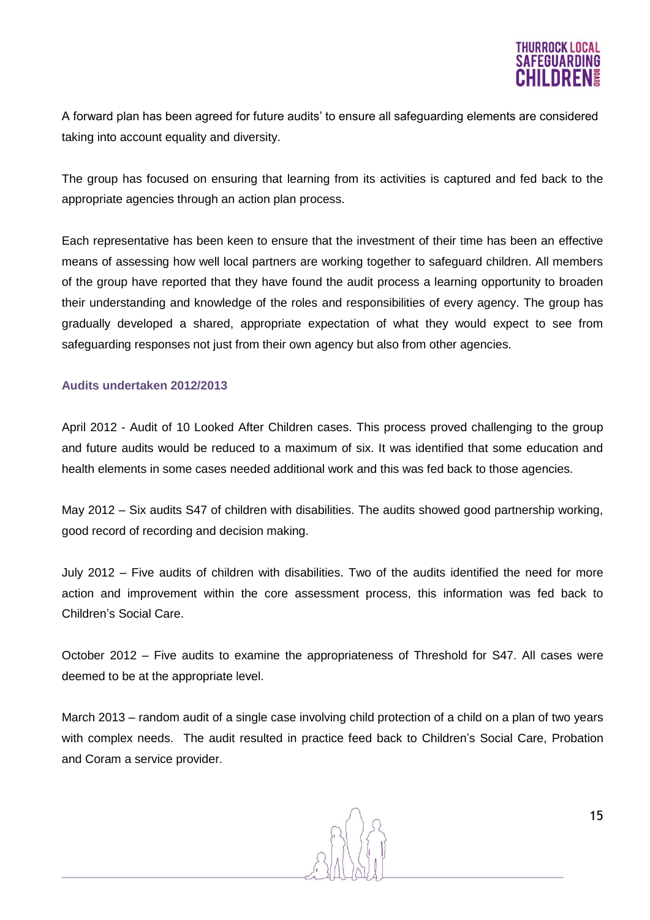A forward plan has been agreed for future audits' to ensure all safeguarding elements are considered taking into account equality and diversity.

The group has focused on ensuring that learning from its activities is captured and fed back to the appropriate agencies through an action plan process.

Each representative has been keen to ensure that the investment of their time has been an effective means of assessing how well local partners are working together to safeguard children. All members of the group have reported that they have found the audit process a learning opportunity to broaden their understanding and knowledge of the roles and responsibilities of every agency. The group has gradually developed a shared, appropriate expectation of what they would expect to see from safeguarding responses not just from their own agency but also from other agencies.

### Audits undertaken 2012/2013

April 2012 - Audit of 10 Looked After Children cases. This process proved challenging to the group and future audits would be reduced to a maximum of six. It was identified that some education and health elements in some cases needed additional work and this was fed back to those agencies.

May 2012 – Six audits S47 of children with disabilities. The audits showed good partnership working, good record of recording and decision making.

July 2012 – Five audits of children with disabilities. Two of the audits identified the need for more action and improvement within the core assessment process, this information was fed back to Children's Social Care.

October 2012 – Five audits to examine the appropriateness of Threshold for S47. All cases were deemed to be at the appropriate level.

March 2013 – random audit of a single case involving child protection of a child on a plan of two years with complex needs. The audit resulted in practice feed back to Children's Social Care, Probation and Coram a service provider.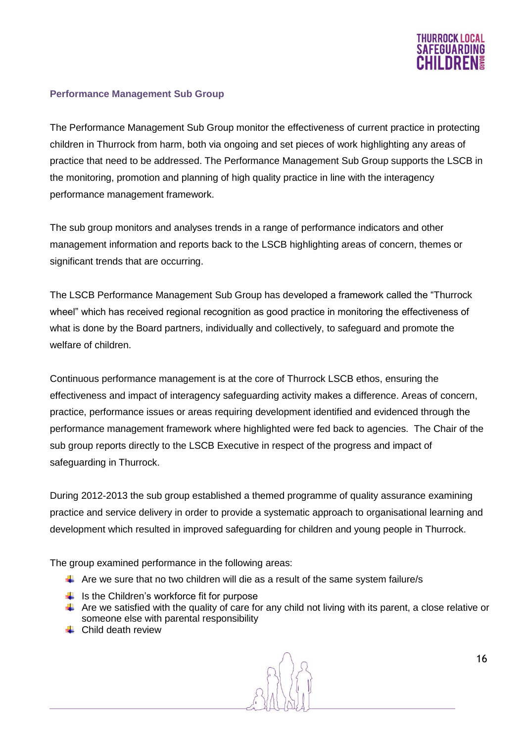### Performance Management Sub Group

The Performance Management Sub Group monitor the effectiveness of current practice in protecting children in Thurrock from harm, both via ongoing and set pieces of work highlighting any areas of practice that need to be addressed. The Performance Management Sub Group supports the LSCB in the monitoring, promotion and planning of high quality practice in line with the interagency performance management framework.

The sub group monitors and analyses trends in a range of performance indicators and other management information and reports back to the LSCB highlighting areas of concern, themes or significant trends that are occurring.

The LSCB Performance Management Sub Group has developed a framework called the "Thurrock wheel" which has received regional recognition as good practice in monitoring the effectiveness of what is done by the Board partners, individually and collectively, to safeguard and promote the welfare of children.

Continuous performance management is at the core of Thurrock LSCB ethos, ensuring the effectiveness and impact of interagency safeguarding activity makes a difference. Areas of concern, practice, performance issues or areas requiring development identified and evidenced through the performance management framework where highlighted were fed back to agencies. The Chair of the sub group reports directly to the LSCB Executive in respect of the progress and impact of safeguarding in Thurrock.

During 2012-2013 the sub group established a themed programme of quality assurance examining practice and service delivery in order to provide a systematic approach to organisational learning and development which resulted in improved safeguarding for children and young people in Thurrock.

The group examined performance in the following areas:

- Are we sure that no two children will die as a result of the same system failure/s
- Is the Children's workforce fit for purpose
- Are we satisfied with the quality of care for any child not living with its parent, a close relative or someone else with parental responsibility
- Child death review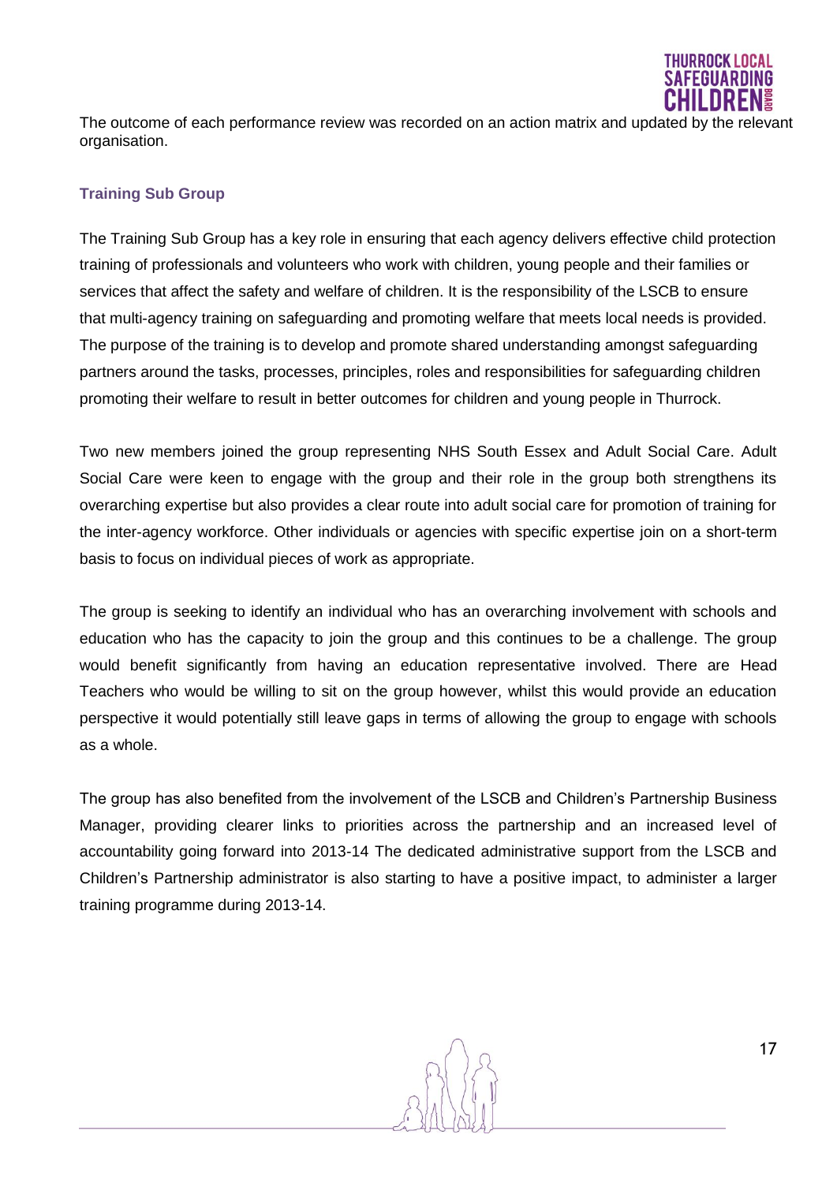The outcome of each performance review was recorded on an action matrix and updated by the relevant organisation.

### Training Sub Group

The Training Sub Group has a key role in ensuring that each agency delivers effective child protection training of professionals and volunteers who work with children, young people and their families or services that affect the safety and welfare of children. It is the responsibility of the LSCB to ensure that multi-agency training on safeguarding and promoting welfare that meets local needs is provided. The purpose of the training is to develop and promote shared understanding amongst safeguarding partners around the tasks, processes, principles, roles and responsibilities for safeguarding children promoting their welfare to result in better outcomes for children and young people in Thurrock.

Two new members joined the group representing NHS South Essex and Adult Social Care. Adult Social Care were keen to engage with the group and their role in the group both strengthens its overarching expertise but also provides a clear route into adult social care for promotion of training for the inter-agency workforce. Other individuals or agencies with specific expertise join on a short-term basis to focus on individual pieces of work as appropriate.

The group is seeking to identify an individual who has an overarching involvement with schools and education who has the capacity to join the group and this continues to be a challenge. The group would benefit significantly from having an education representative involved. There are Head Teachers who would be willing to sit on the group however, whilst this would provide an education perspective it would potentially still leave gaps in terms of allowing the group to engage with schools as a whole.

The group has also benefited from the involvement of the LSCB and Children's Partnership Business Manager, providing clearer links to priorities across the partnership and an increased level of accountability going forward into 2013-14 The dedicated administrative support from the LSCB and Children's Partnership administrator is also starting to have a positive impact, to administer a larger training programme during 2013-14.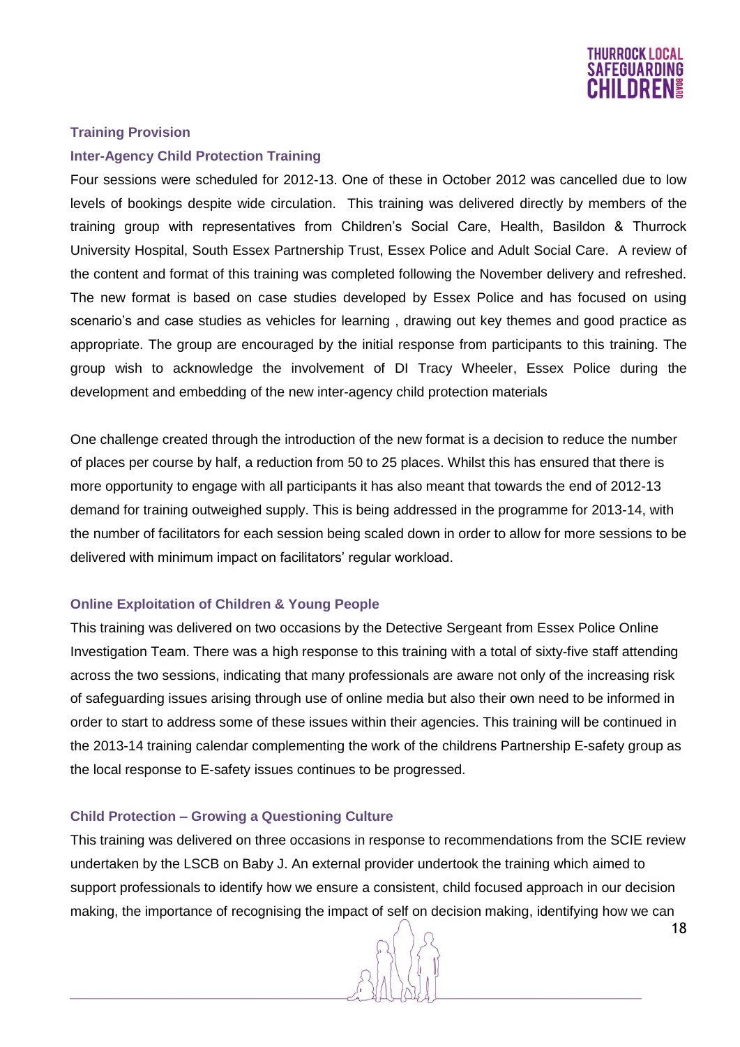## Training Provision

### Inter-Agency Child Protection Training

Four sessions were scheduled for 2012-13. One of these in October 2012 was cancelled due to low levels of bookings despite wide circulation. This training was delivered directly by members of the training group with representatives from Children's Social Care, Health, Basildon & Thurrock University Hospital, South Essex Partnership Trust, Essex Police and Adult Social Care. A review of the content and format of this training was completed following the November delivery and refreshed. The new format is based on case studies developed by Essex Police and has focused on using scenario's and case studies as vehicles for learning , drawing out key themes and good practice as appropriate. The group are encouraged by the initial response from participants to this training. The group wish to acknowledge the involvement of DI Tracy Wheeler, Essex Police during the development and embedding of the new inter-agency child protection materials

One challenge created through the introduction of the new format is a decision to reduce the number of places per course by half, a reduction from 50 to 25 places. Whilst this has ensured that there is more opportunity to engage with all participants it has also meant that towards the end of 2012-13 demand for training outweighed supply. This is being addressed in the programme for 2013-14, with the number of facilitators for each session being scaled down in order to allow for more sessions to be delivered with minimum impact on facilitators' regular workload.

### Online Exploitation of Children & Young People

This training was delivered on two occasions by the Detective Sergeant from Essex Police Online Investigation Team. There was a high response to this training with a total of sixty-five staff attending across the two sessions, indicating that many professionals are aware not only of the increasing risk of safeguarding issues arising through use of online media but also their own need to be informed in order to start to address some of these issues within their agencies. This training will be continued in the 2013-14 training calendar complementing the work of the childrens Partnership E-safety group as the local response to E-safety issues continues to be progressed.

### Child Protection – Growing a Questioning Culture

This training was delivered on three occasions in response to recommendations from the SCIE review undertaken by the LSCB on Baby J. An external provider undertook the training which aimed to support professionals to identify how we ensure a consistent, child focused approach in our decision making, the importance of recognising the impact of self on decision making, identifying how we can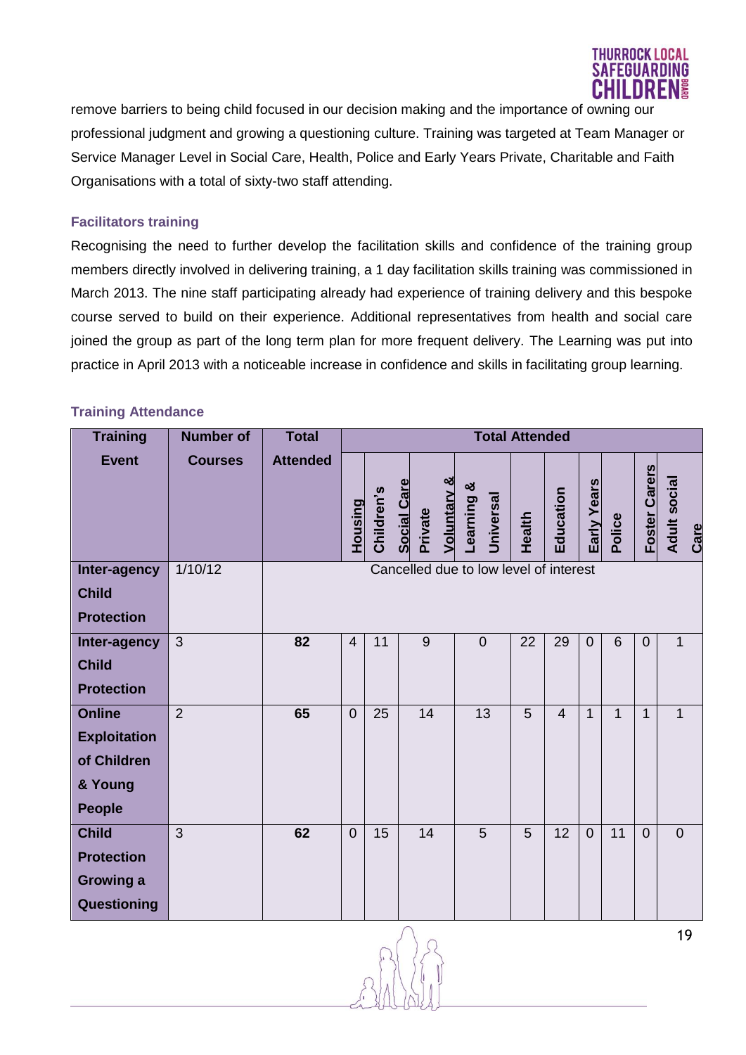remove barriers to being child focused in our decision making and the importance of owning our professional judgment and growing a questioning culture. Training was targeted at Team Manager or Service Manager Level in Social Care, Health, Police and Early Years Private, Charitable and Faith Organisations with a total of sixty-two staff attending.

### Facilitators training

Recognising the need to further develop the facilitation skills and confidence of the training group members directly involved in delivering training, a 1 day facilitation skills training was commissioned in March 2013. The nine staff participating already had experience of training delivery and this bespoke course served to build on their experience. Additional representatives from health and social care joined the group as part of the long term plan for more frequent delivery. The Learning was put into practice in April 2013 with a noticeable increase in confidence and skills in facilitating group learning.

### Training Attendance

| Training Event | Number of Courses | Total Attended | Total Attended | | | | | | | | | |
|---|---|---|---|---|---|---|---|---|---|---|---|---|
| | | | Housing | Children's Social Care | Private Voluntary & | Learning & Universal | Health | Education | Early Years | Police | Foster Carers | Adult social Care |
| **Inter-agency Child Protection** | 1/10/12 | Cancelled due to low level of interest | | | | | | | | | | |
| **Inter-agency Child Protection** | 3 | **82** | 4 | 11 | 9 | 0 | 22 | 29 | 0 | 6 | 0 | 1 |
| **Online Exploitation of Children & Young People** | 2 | **65** | 0 | 25 | 14 | 13 | 5 | 4 | 1 | 1 | 1 | 1 |
| **Child Protection Growing a Questioning** | 3 | **62** | 0 | 15 | 14 | 5 | 5 | 12 | 0 | 11 | 0 | 0 |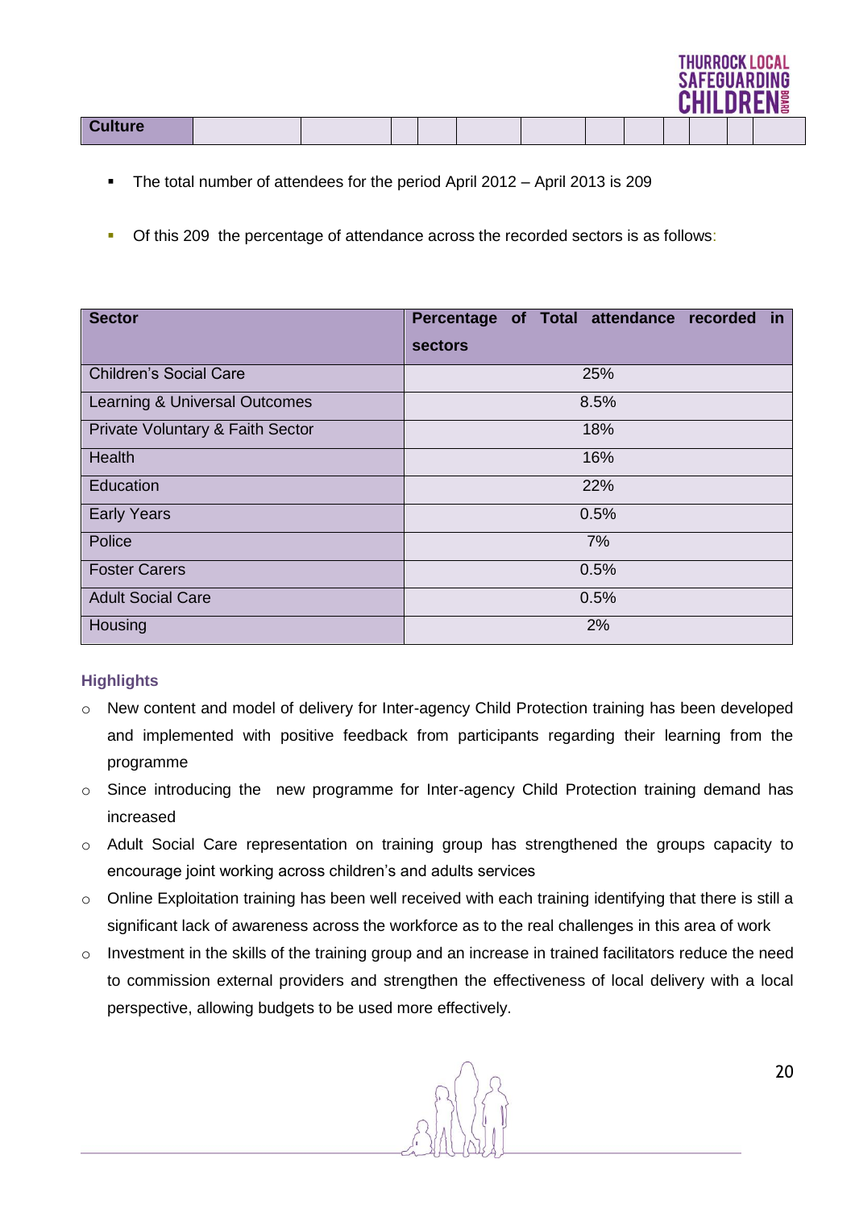| Culture | | | | | | | | | | | | |
|---|---|---|---|---|---|---|---|---|---|---|---|---|

- The total number of attendees for the period April 2012 – April 2013 is 209
- Of this 209 the percentage of attendance across the recorded sectors is as follows:

| Sector | Percentage of Total attendance recorded in sectors |
|---|---|
| Children's Social Care | 25% |
| Learning & Universal Outcomes | 8.5% |
| Private Voluntary & Faith Sector | 18% |
| Health | 16% |
| Education | 22% |
| Early Years | 0.5% |
| Police | 7% |
| Foster Carers | 0.5% |
| Adult Social Care | 0.5% |
| Housing | 2% |

### Highlights

- New content and model of delivery for Inter-agency Child Protection training has been developed and implemented with positive feedback from participants regarding their learning from the programme
- Since introducing the new programme for Inter-agency Child Protection training demand has increased
- Adult Social Care representation on training group has strengthened the groups capacity to encourage joint working across children's and adults services
- Online Exploitation training has been well received with each training identifying that there is still a significant lack of awareness across the workforce as to the real challenges in this area of work
- Investment in the skills of the training group and an increase in trained facilitators reduce the need to commission external providers and strengthen the effectiveness of local delivery with a local perspective, allowing budgets to be used more effectively.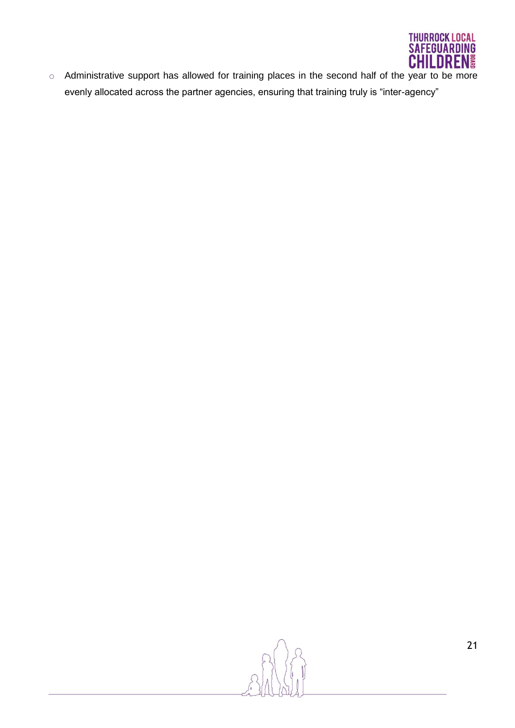- Administrative support has allowed for training places in the second half of the year to be more evenly allocated across the partner agencies, ensuring that training truly is "inter-agency"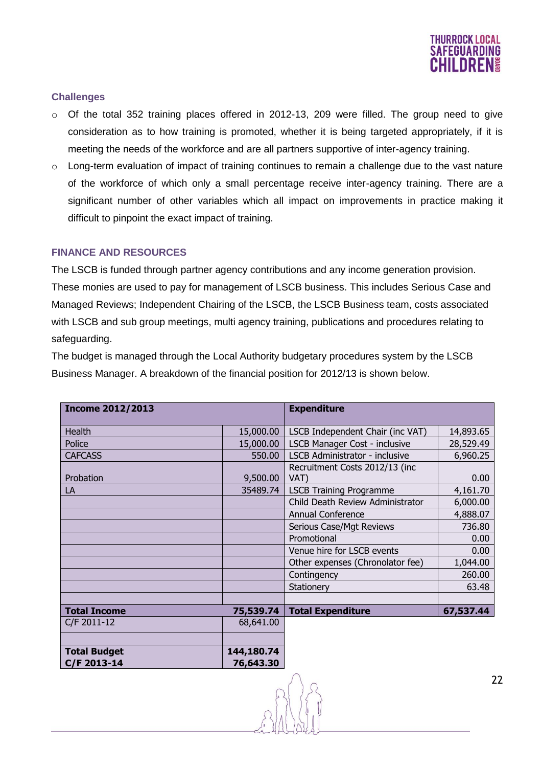### Challenges

- Of the total 352 training places offered in 2012-13, 209 were filled. The group need to give consideration as to how training is promoted, whether it is being targeted appropriately, if it is meeting the needs of the workforce and are all partners supportive of inter-agency training.
- Long-term evaluation of impact of training continues to remain a challenge due to the vast nature of the workforce of which only a small percentage receive inter-agency training. There are a significant number of other variables which all impact on improvements in practice making it difficult to pinpoint the exact impact of training.

### FINANCE AND RESOURCES

The LSCB is funded through partner agency contributions and any income generation provision. These monies are used to pay for management of LSCB business. This includes Serious Case and Managed Reviews; Independent Chairing of the LSCB, the LSCB Business team, costs associated with LSCB and sub group meetings, multi agency training, publications and procedures relating to safeguarding.

The budget is managed through the Local Authority budgetary procedures system by the LSCB Business Manager. A breakdown of the financial position for 2012/13 is shown below.

| **Income 2012/2013** | | **Expenditure** | |
|---|---|---|---|
| Health | 15,000.00 | LSCB Independent Chair (inc VAT) | 14,893.65 |
| Police | 15,000.00 | LSCB Manager Cost - inclusive | 28,529.49 |
| CAFCASS | 550.00 | LSCB Administrator - inclusive | 6,960.25 |
| Probation | 9,500.00 | Recruitment Costs 2012/13 (inc VAT) | 0.00 |
| LA | 35489.74 | LSCB Training Programme | 4,161.70 |
| | | Child Death Review Administrator | 6,000.00 |
| | | Annual Conference | 4,888.07 |
| | | Serious Case/Mgt Reviews | 736.80 |
| | | Promotional | 0.00 |
| | | Venue hire for LSCB events | 0.00 |
| | | Other expenses (Chronolator fee) | 1,044.00 |
| | | Contingency | 260.00 |
| | | Stationery | 63.48 |
| | | | |
| **Total Income** | **75,539.74** | **Total Expenditure** | **67,537.44** |
| C/F 2011-12 | 68,641.00 | | |
| | | | |
| **Total Budget** | **144,180.74** | | |
| **C/F 2013-14** | **76,643.30** | | |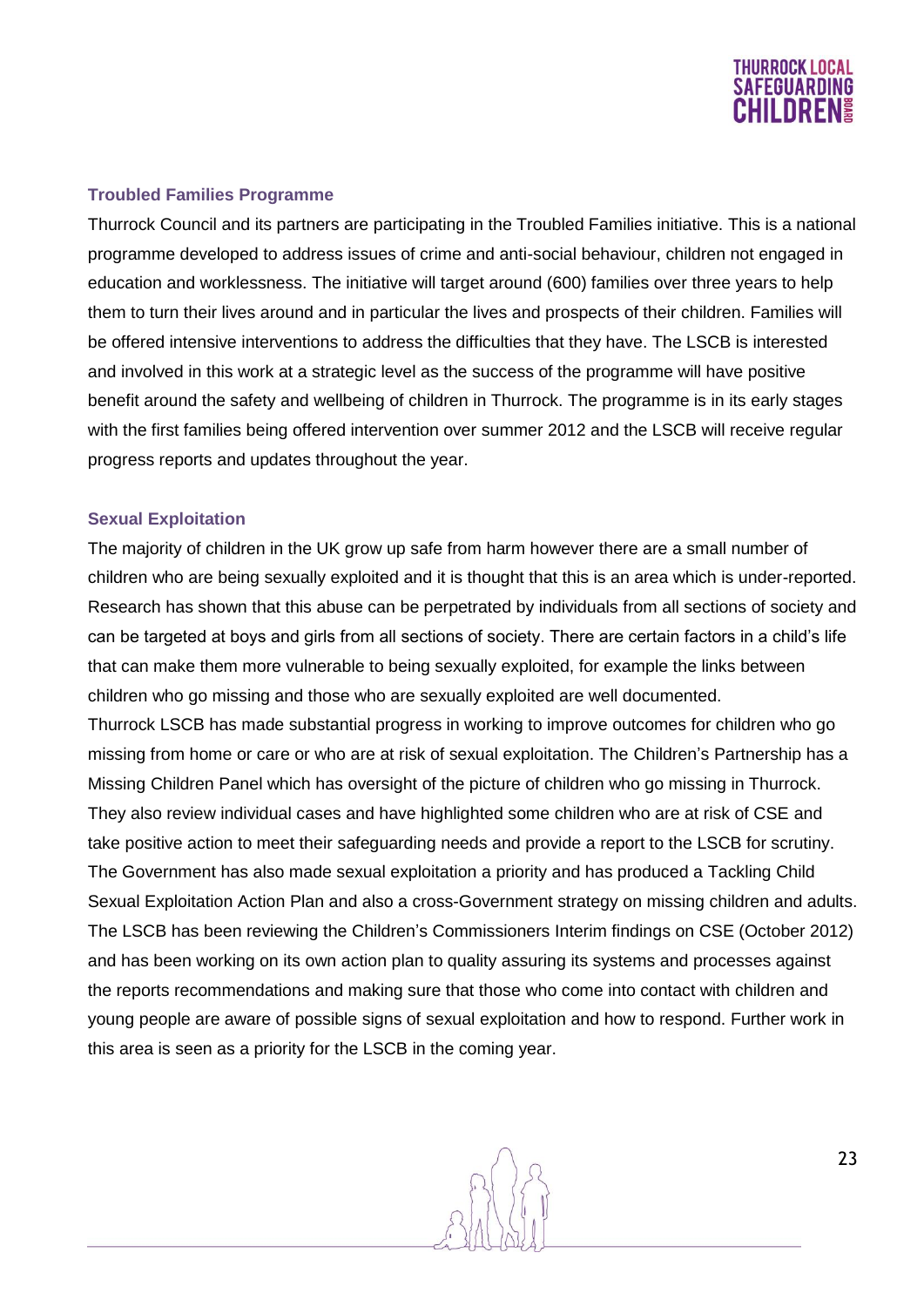### Troubled Families Programme

Thurrock Council and its partners are participating in the Troubled Families initiative. This is a national programme developed to address issues of crime and anti-social behaviour, children not engaged in education and worklessness. The initiative will target around (600) families over three years to help them to turn their lives around and in particular the lives and prospects of their children. Families will be offered intensive interventions to address the difficulties that they have. The LSCB is interested and involved in this work at a strategic level as the success of the programme will have positive benefit around the safety and wellbeing of children in Thurrock. The programme is in its early stages with the first families being offered intervention over summer 2012 and the LSCB will receive regular progress reports and updates throughout the year.

### Sexual Exploitation

The majority of children in the UK grow up safe from harm however there are a small number of children who are being sexually exploited and it is thought that this is an area which is under-reported. Research has shown that this abuse can be perpetrated by individuals from all sections of society and can be targeted at boys and girls from all sections of society. There are certain factors in a child's life that can make them more vulnerable to being sexually exploited, for example the links between children who go missing and those who are sexually exploited are well documented.

Thurrock LSCB has made substantial progress in working to improve outcomes for children who go missing from home or care or who are at risk of sexual exploitation. The Children's Partnership has a Missing Children Panel which has oversight of the picture of children who go missing in Thurrock. They also review individual cases and have highlighted some children who are at risk of CSE and take positive action to meet their safeguarding needs and provide a report to the LSCB for scrutiny. The Government has also made sexual exploitation a priority and has produced a Tackling Child Sexual Exploitation Action Plan and also a cross-Government strategy on missing children and adults. The LSCB has been reviewing the Children's Commissioners Interim findings on CSE (October 2012) and has been working on its own action plan to quality assuring its systems and processes against the reports recommendations and making sure that those who come into contact with children and young people are aware of possible signs of sexual exploitation and how to respond. Further work in this area is seen as a priority for the LSCB in the coming year.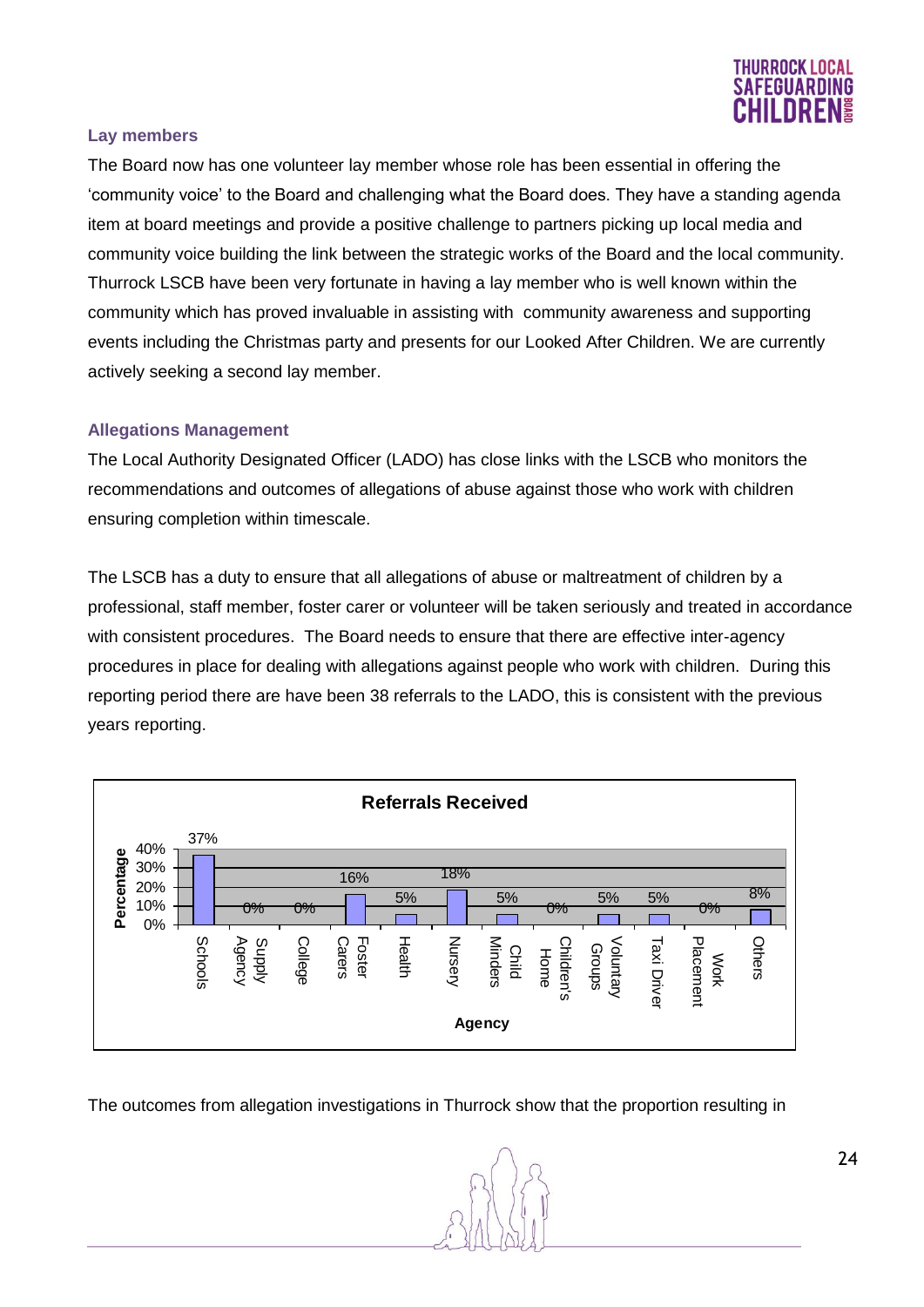### Lay members

The Board now has one volunteer lay member whose role has been essential in offering the 'community voice' to the Board and challenging what the Board does. They have a standing agenda item at board meetings and provide a positive challenge to partners picking up local media and community voice building the link between the strategic works of the Board and the local community. Thurrock LSCB have been very fortunate in having a lay member who is well known within the community which has proved invaluable in assisting with community awareness and supporting events including the Christmas party and presents for our Looked After Children. We are currently actively seeking a second lay member.

### Allegations Management

The Local Authority Designated Officer (LADO) has close links with the LSCB who monitors the recommendations and outcomes of allegations of abuse against those who work with children ensuring completion within timescale.

The LSCB has a duty to ensure that all allegations of abuse or maltreatment of children by a professional, staff member, foster carer or volunteer will be taken seriously and treated in accordance with consistent procedures. The Board needs to ensure that there are effective inter-agency procedures in place for dealing with allegations against people who work with children. During this reporting period there are have been 38 referrals to the LADO, this is consistent with the previous years reporting.

**Referrals Received**

| Agency | Percentage |
|---|---|
| Schools | 37% |
| Supply Agency | 0% |
| College | 0% |
| Foster Carers | 16% |
| Health | 5% |
| Nursery | 18% |
| Child Minders | 5% |
| Children's Home | 0% |
| Voluntary Groups | 5% |
| Taxi Driver | 5% |
| Work Placement | 0% |
| Others | 8% |

The outcomes from allegation investigations in Thurrock show that the proportion resulting in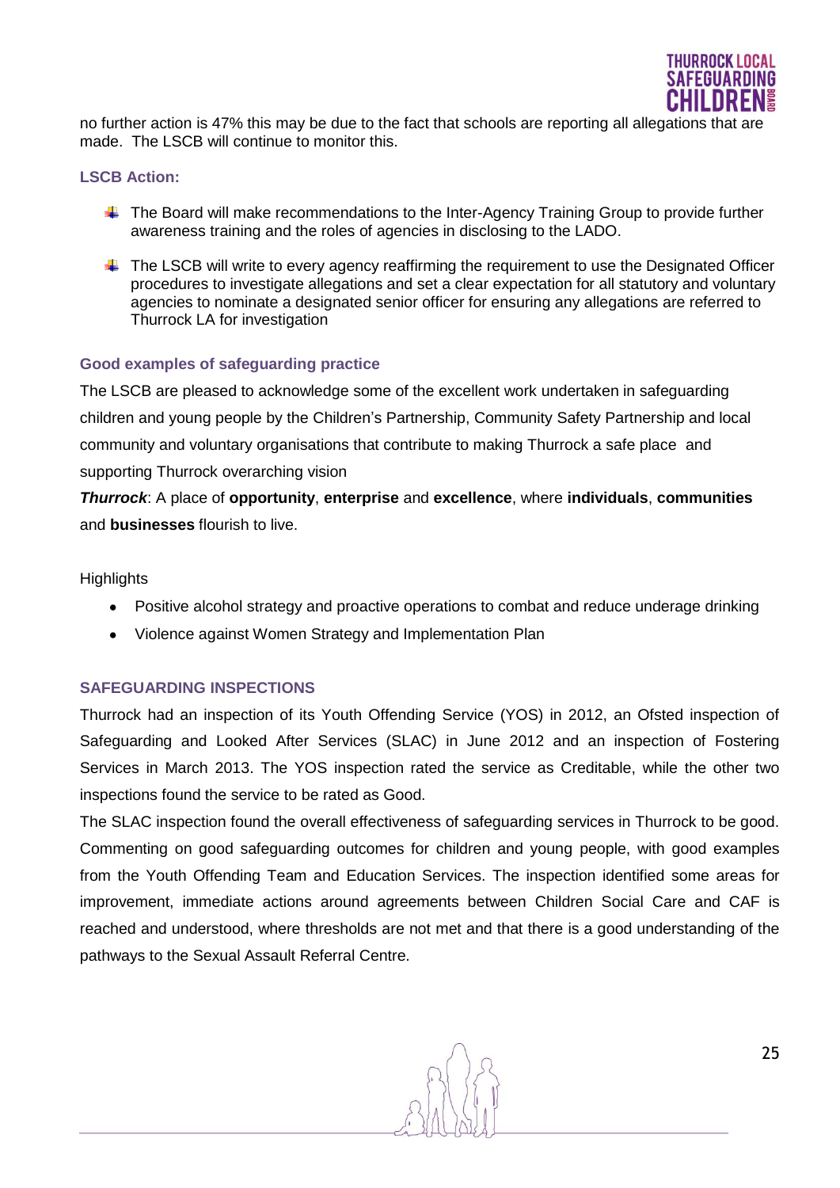no further action is 47% this may be due to the fact that schools are reporting all allegations that are made. The LSCB will continue to monitor this.

### LSCB Action:

- The Board will make recommendations to the Inter-Agency Training Group to provide further awareness training and the roles of agencies in disclosing to the LADO.
- The LSCB will write to every agency reaffirming the requirement to use the Designated Officer procedures to investigate allegations and set a clear expectation for all statutory and voluntary agencies to nominate a designated senior officer for ensuring any allegations are referred to Thurrock LA for investigation

### Good examples of safeguarding practice

The LSCB are pleased to acknowledge some of the excellent work undertaken in safeguarding children and young people by the Children's Partnership, Community Safety Partnership and local community and voluntary organisations that contribute to making Thurrock a safe place and supporting Thurrock overarching vision

***Thurrock***: A place of **opportunity**, **enterprise** and **excellence**, where **individuals**, **communities** and **businesses** flourish to live.

Highlights

- Positive alcohol strategy and proactive operations to combat and reduce underage drinking
- Violence against Women Strategy and Implementation Plan

### SAFEGUARDING INSPECTIONS

Thurrock had an inspection of its Youth Offending Service (YOS) in 2012, an Ofsted inspection of Safeguarding and Looked After Services (SLAC) in June 2012 and an inspection of Fostering Services in March 2013. The YOS inspection rated the service as Creditable, while the other two inspections found the service to be rated as Good.

The SLAC inspection found the overall effectiveness of safeguarding services in Thurrock to be good. Commenting on good safeguarding outcomes for children and young people, with good examples from the Youth Offending Team and Education Services. The inspection identified some areas for improvement, immediate actions around agreements between Children Social Care and CAF is reached and understood, where thresholds are not met and that there is a good understanding of the pathways to the Sexual Assault Referral Centre.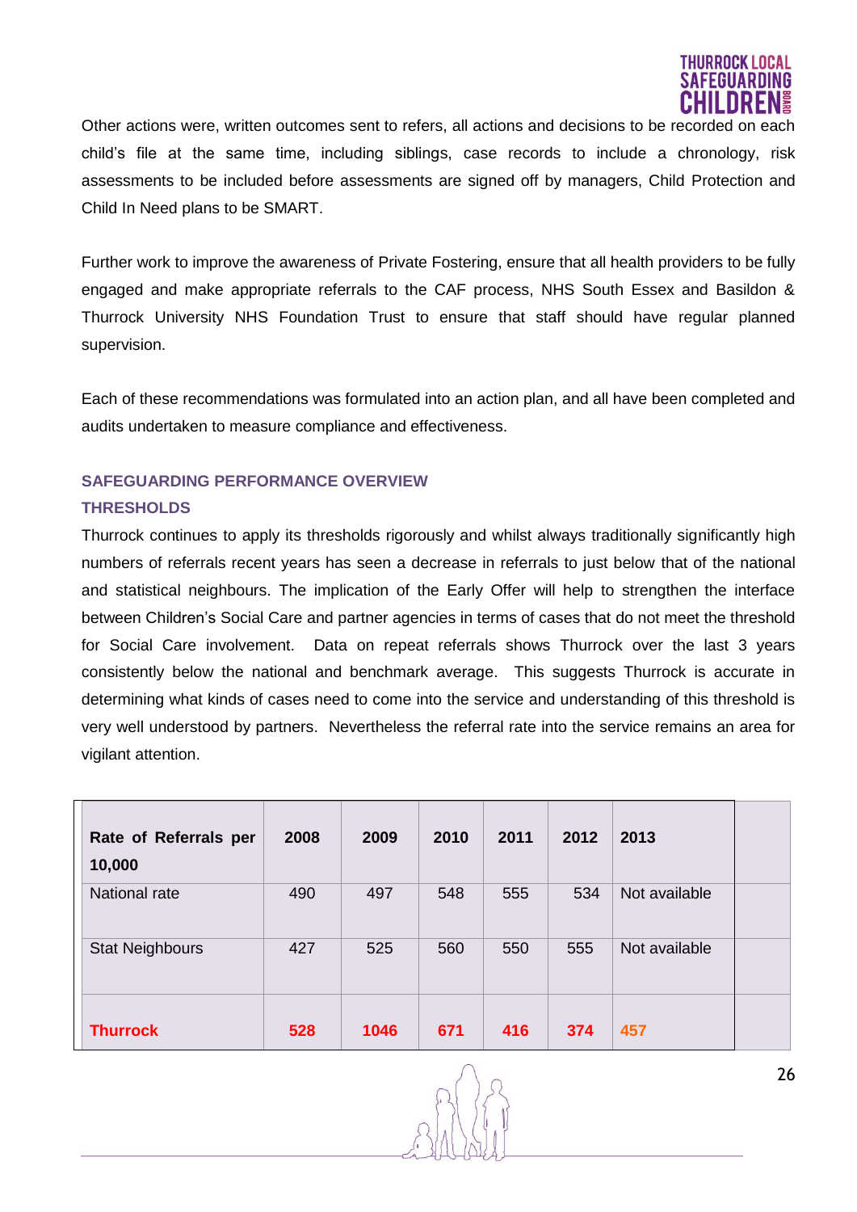Other actions were, written outcomes sent to refers, all actions and decisions to be recorded on each child's file at the same time, including siblings, case records to include a chronology, risk assessments to be included before assessments are signed off by managers, Child Protection and Child In Need plans to be SMART.

Further work to improve the awareness of Private Fostering, ensure that all health providers to be fully engaged and make appropriate referrals to the CAF process, NHS South Essex and Basildon & Thurrock University NHS Foundation Trust to ensure that staff should have regular planned supervision.

Each of these recommendations was formulated into an action plan, and all have been completed and audits undertaken to measure compliance and effectiveness.

## SAFEGUARDING PERFORMANCE OVERVIEW

### THRESHOLDS

Thurrock continues to apply its thresholds rigorously and whilst always traditionally significantly high numbers of referrals recent years has seen a decrease in referrals to just below that of the national and statistical neighbours. The implication of the Early Offer will help to strengthen the interface between Children's Social Care and partner agencies in terms of cases that do not meet the threshold for Social Care involvement. Data on repeat referrals shows Thurrock over the last 3 years consistently below the national and benchmark average. This suggests Thurrock is accurate in determining what kinds of cases need to come into the service and understanding of this threshold is very well understood by partners. Nevertheless the referral rate into the service remains an area for vigilant attention.

| Rate of Referrals per 10,000 | 2008 | 2009 | 2010 | 2011 | 2012 | 2013 |
|---|---|---|---|---|---|---|
| National rate | 490 | 497 | 548 | 555 | 534 | Not available |
| Stat Neighbours | 427 | 525 | 560 | 550 | 555 | Not available |
| **Thurrock** | **528** | **1046** | **671** | **416** | **374** | **457** |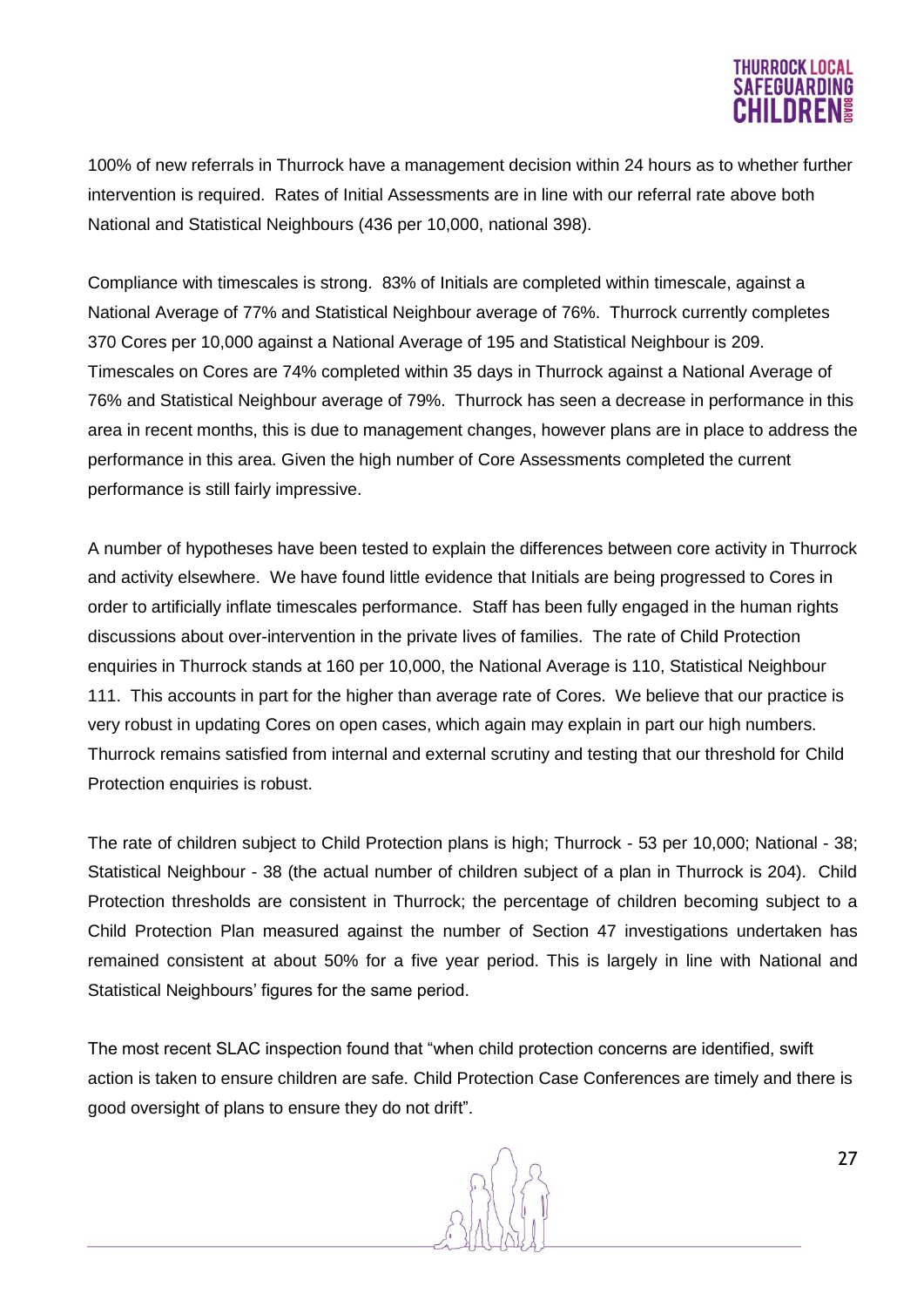100% of new referrals in Thurrock have a management decision within 24 hours as to whether further intervention is required. Rates of Initial Assessments are in line with our referral rate above both National and Statistical Neighbours (436 per 10,000, national 398).

Compliance with timescales is strong. 83% of Initials are completed within timescale, against a National Average of 77% and Statistical Neighbour average of 76%. Thurrock currently completes 370 Cores per 10,000 against a National Average of 195 and Statistical Neighbour is 209. Timescales on Cores are 74% completed within 35 days in Thurrock against a National Average of 76% and Statistical Neighbour average of 79%. Thurrock has seen a decrease in performance in this area in recent months, this is due to management changes, however plans are in place to address the performance in this area. Given the high number of Core Assessments completed the current performance is still fairly impressive.

A number of hypotheses have been tested to explain the differences between core activity in Thurrock and activity elsewhere. We have found little evidence that Initials are being progressed to Cores in order to artificially inflate timescales performance. Staff has been fully engaged in the human rights discussions about over-intervention in the private lives of families. The rate of Child Protection enquiries in Thurrock stands at 160 per 10,000, the National Average is 110, Statistical Neighbour 111. This accounts in part for the higher than average rate of Cores. We believe that our practice is very robust in updating Cores on open cases, which again may explain in part our high numbers. Thurrock remains satisfied from internal and external scrutiny and testing that our threshold for Child Protection enquiries is robust.

The rate of children subject to Child Protection plans is high; Thurrock - 53 per 10,000; National - 38; Statistical Neighbour - 38 (the actual number of children subject of a plan in Thurrock is 204). Child Protection thresholds are consistent in Thurrock; the percentage of children becoming subject to a Child Protection Plan measured against the number of Section 47 investigations undertaken has remained consistent at about 50% for a five year period. This is largely in line with National and Statistical Neighbours' figures for the same period.

The most recent SLAC inspection found that "when child protection concerns are identified, swift action is taken to ensure children are safe. Child Protection Case Conferences are timely and there is good oversight of plans to ensure they do not drift".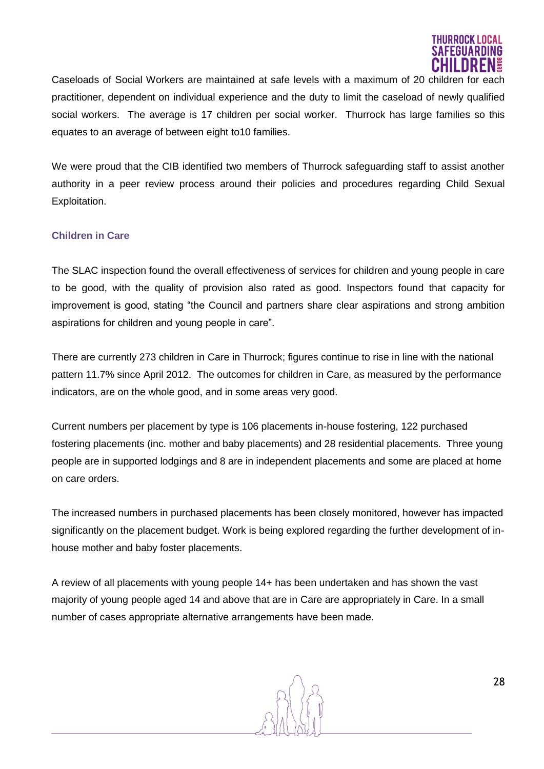Caseloads of Social Workers are maintained at safe levels with a maximum of 20 children for each practitioner, dependent on individual experience and the duty to limit the caseload of newly qualified social workers. The average is 17 children per social worker. Thurrock has large families so this equates to an average of between eight to10 families.

We were proud that the CIB identified two members of Thurrock safeguarding staff to assist another authority in a peer review process around their policies and procedures regarding Child Sexual Exploitation.

### Children in Care

The SLAC inspection found the overall effectiveness of services for children and young people in care to be good, with the quality of provision also rated as good. Inspectors found that capacity for improvement is good, stating "the Council and partners share clear aspirations and strong ambition aspirations for children and young people in care".

There are currently 273 children in Care in Thurrock; figures continue to rise in line with the national pattern 11.7% since April 2012. The outcomes for children in Care, as measured by the performance indicators, are on the whole good, and in some areas very good.

Current numbers per placement by type is 106 placements in-house fostering, 122 purchased fostering placements (inc. mother and baby placements) and 28 residential placements. Three young people are in supported lodgings and 8 are in independent placements and some are placed at home on care orders.

The increased numbers in purchased placements has been closely monitored, however has impacted significantly on the placement budget. Work is being explored regarding the further development of in-house mother and baby foster placements.

A review of all placements with young people 14+ has been undertaken and has shown the vast majority of young people aged 14 and above that are in Care are appropriately in Care. In a small number of cases appropriate alternative arrangements have been made.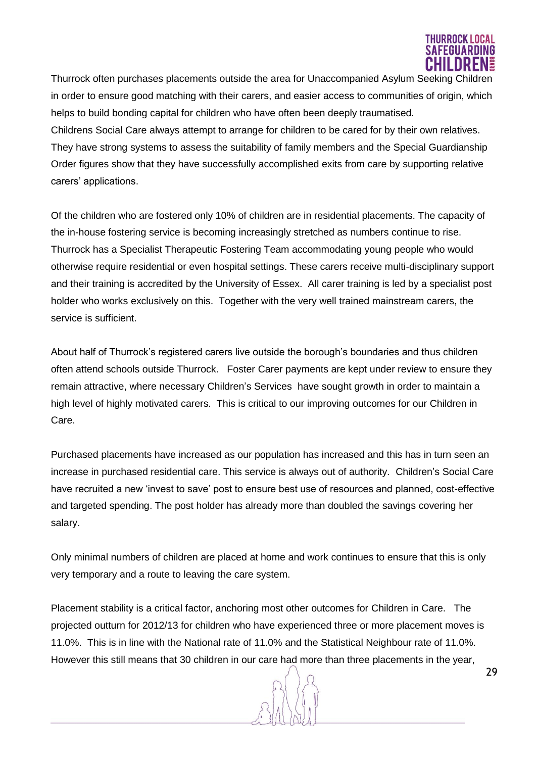Thurrock often purchases placements outside the area for Unaccompanied Asylum Seeking Children in order to ensure good matching with their carers, and easier access to communities of origin, which helps to build bonding capital for children who have often been deeply traumatised. Childrens Social Care always attempt to arrange for children to be cared for by their own relatives. They have strong systems to assess the suitability of family members and the Special Guardianship Order figures show that they have successfully accomplished exits from care by supporting relative carers' applications.

Of the children who are fostered only 10% of children are in residential placements. The capacity of the in-house fostering service is becoming increasingly stretched as numbers continue to rise. Thurrock has a Specialist Therapeutic Fostering Team accommodating young people who would otherwise require residential or even hospital settings. These carers receive multi-disciplinary support and their training is accredited by the University of Essex. All carer training is led by a specialist post holder who works exclusively on this. Together with the very well trained mainstream carers, the service is sufficient.

About half of Thurrock's registered carers live outside the borough's boundaries and thus children often attend schools outside Thurrock. Foster Carer payments are kept under review to ensure they remain attractive, where necessary Children's Services have sought growth in order to maintain a high level of highly motivated carers. This is critical to our improving outcomes for our Children in Care.

Purchased placements have increased as our population has increased and this has in turn seen an increase in purchased residential care. This service is always out of authority. Children's Social Care have recruited a new 'invest to save' post to ensure best use of resources and planned, cost-effective and targeted spending. The post holder has already more than doubled the savings covering her salary.

Only minimal numbers of children are placed at home and work continues to ensure that this is only very temporary and a route to leaving the care system.

Placement stability is a critical factor, anchoring most other outcomes for Children in Care. The projected outturn for 2012/13 for children who have experienced three or more placement moves is 11.0%. This is in line with the National rate of 11.0% and the Statistical Neighbour rate of 11.0%. However this still means that 30 children in our care had more than three placements in the year,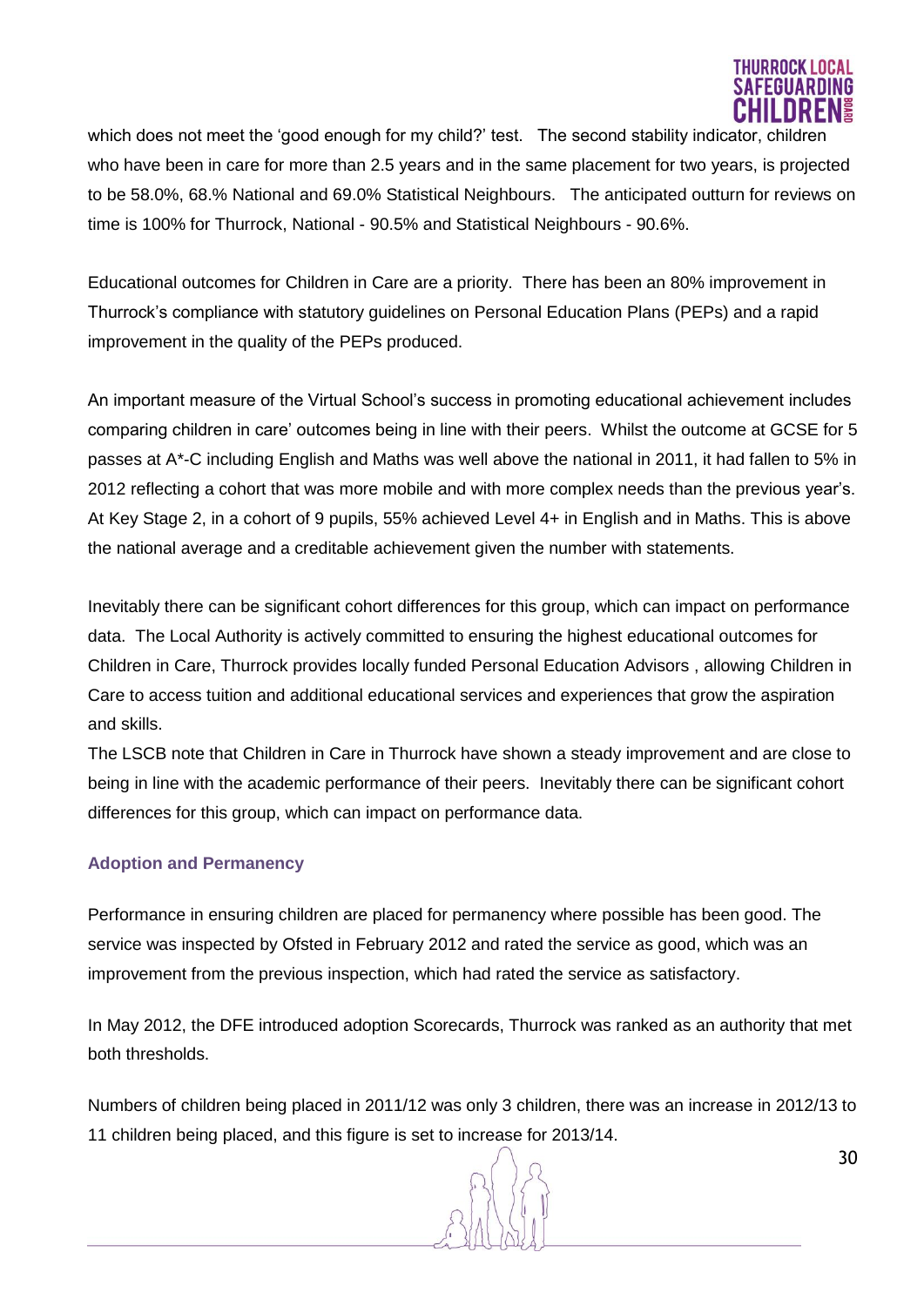which does not meet the 'good enough for my child?' test. The second stability indicator, children who have been in care for more than 2.5 years and in the same placement for two years, is projected to be 58.0%, 68.% National and 69.0% Statistical Neighbours. The anticipated outturn for reviews on time is 100% for Thurrock, National - 90.5% and Statistical Neighbours - 90.6%.

Educational outcomes for Children in Care are a priority. There has been an 80% improvement in Thurrock's compliance with statutory guidelines on Personal Education Plans (PEPs) and a rapid improvement in the quality of the PEPs produced.

An important measure of the Virtual School's success in promoting educational achievement includes comparing children in care' outcomes being in line with their peers. Whilst the outcome at GCSE for 5 passes at A*-C including English and Maths was well above the national in 2011, it had fallen to 5% in 2012 reflecting a cohort that was more mobile and with more complex needs than the previous year's. At Key Stage 2, in a cohort of 9 pupils, 55% achieved Level 4+ in English and in Maths. This is above the national average and a creditable achievement given the number with statements.

Inevitably there can be significant cohort differences for this group, which can impact on performance data. The Local Authority is actively committed to ensuring the highest educational outcomes for Children in Care, Thurrock provides locally funded Personal Education Advisors , allowing Children in Care to access tuition and additional educational services and experiences that grow the aspiration and skills.

The LSCB note that Children in Care in Thurrock have shown a steady improvement and are close to being in line with the academic performance of their peers. Inevitably there can be significant cohort differences for this group, which can impact on performance data.

### Adoption and Permanency

Performance in ensuring children are placed for permanency where possible has been good. The service was inspected by Ofsted in February 2012 and rated the service as good, which was an improvement from the previous inspection, which had rated the service as satisfactory.

In May 2012, the DFE introduced adoption Scorecards, Thurrock was ranked as an authority that met both thresholds.

Numbers of children being placed in 2011/12 was only 3 children, there was an increase in 2012/13 to 11 children being placed, and this figure is set to increase for 2013/14.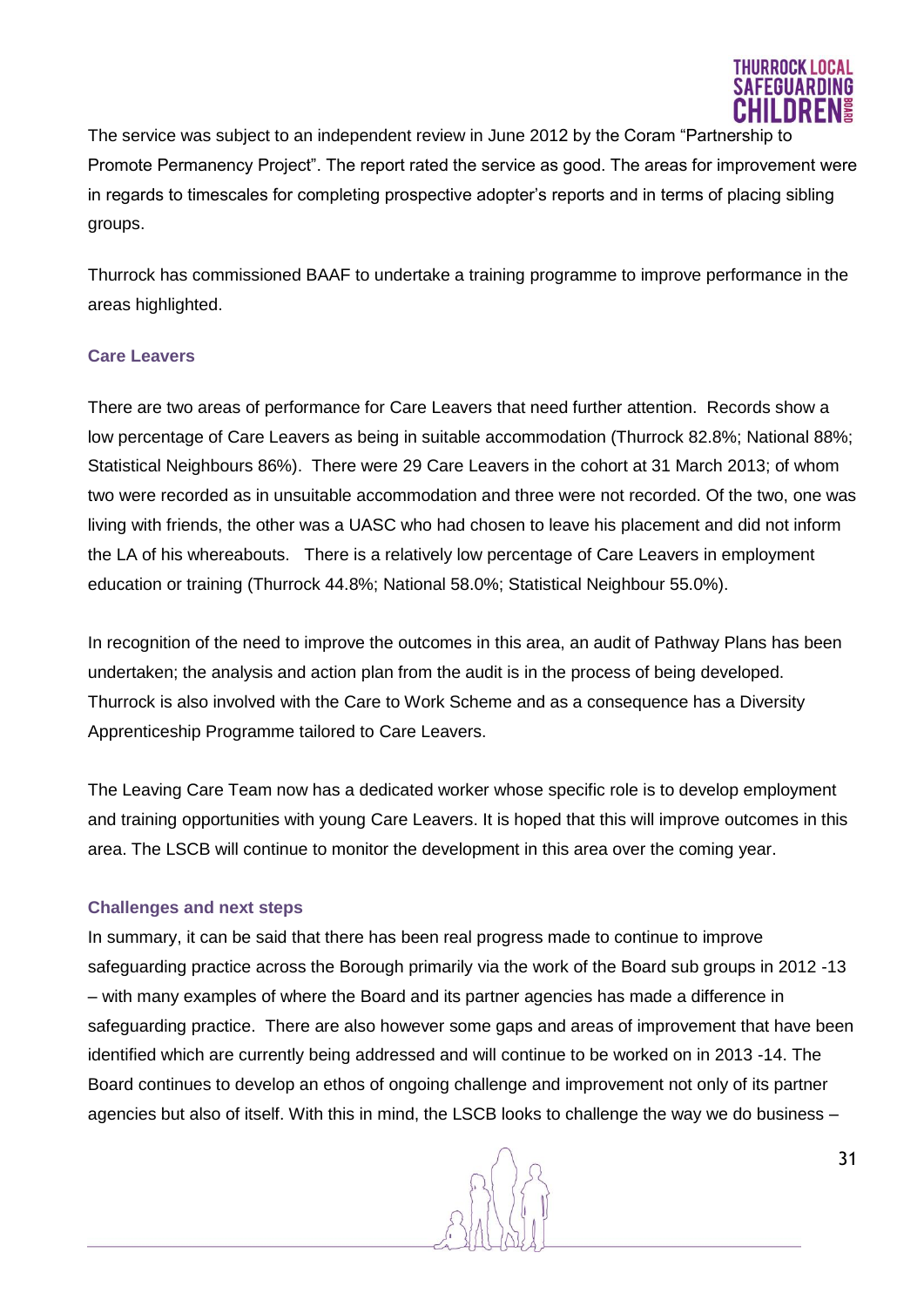The service was subject to an independent review in June 2012 by the Coram "Partnership to Promote Permanency Project". The report rated the service as good. The areas for improvement were in regards to timescales for completing prospective adopter's reports and in terms of placing sibling groups.

Thurrock has commissioned BAAF to undertake a training programme to improve performance in the areas highlighted.

### Care Leavers

There are two areas of performance for Care Leavers that need further attention. Records show a low percentage of Care Leavers as being in suitable accommodation (Thurrock 82.8%; National 88%; Statistical Neighbours 86%). There were 29 Care Leavers in the cohort at 31 March 2013; of whom two were recorded as in unsuitable accommodation and three were not recorded. Of the two, one was living with friends, the other was a UASC who had chosen to leave his placement and did not inform the LA of his whereabouts. There is a relatively low percentage of Care Leavers in employment education or training (Thurrock 44.8%; National 58.0%; Statistical Neighbour 55.0%).

In recognition of the need to improve the outcomes in this area, an audit of Pathway Plans has been undertaken; the analysis and action plan from the audit is in the process of being developed. Thurrock is also involved with the Care to Work Scheme and as a consequence has a Diversity Apprenticeship Programme tailored to Care Leavers.

The Leaving Care Team now has a dedicated worker whose specific role is to develop employment and training opportunities with young Care Leavers. It is hoped that this will improve outcomes in this area. The LSCB will continue to monitor the development in this area over the coming year.

### Challenges and next steps

In summary, it can be said that there has been real progress made to continue to improve safeguarding practice across the Borough primarily via the work of the Board sub groups in 2012 -13 – with many examples of where the Board and its partner agencies has made a difference in safeguarding practice. There are also however some gaps and areas of improvement that have been identified which are currently being addressed and will continue to be worked on in 2013 -14. The Board continues to develop an ethos of ongoing challenge and improvement not only of its partner agencies but also of itself. With this in mind, the LSCB looks to challenge the way we do business –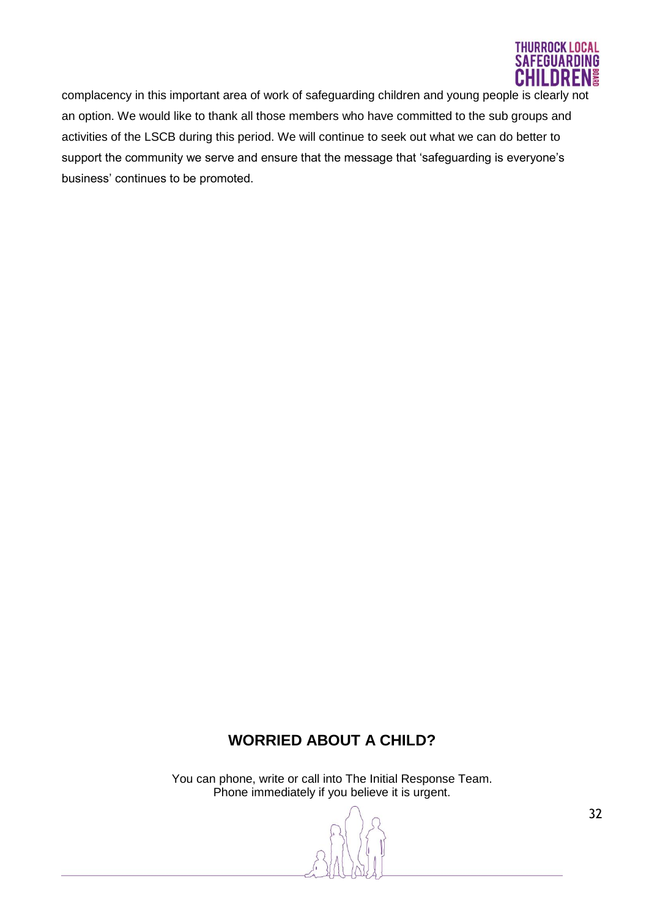complacency in this important area of work of safeguarding children and young people is clearly not an option. We would like to thank all those members who have committed to the sub groups and activities of the LSCB during this period. We will continue to seek out what we can do better to support the community we serve and ensure that the message that 'safeguarding is everyone's business' continues to be promoted.

## WORRIED ABOUT A CHILD?

You can phone, write or call into The Initial Response Team.
Phone immediately if you believe it is urgent.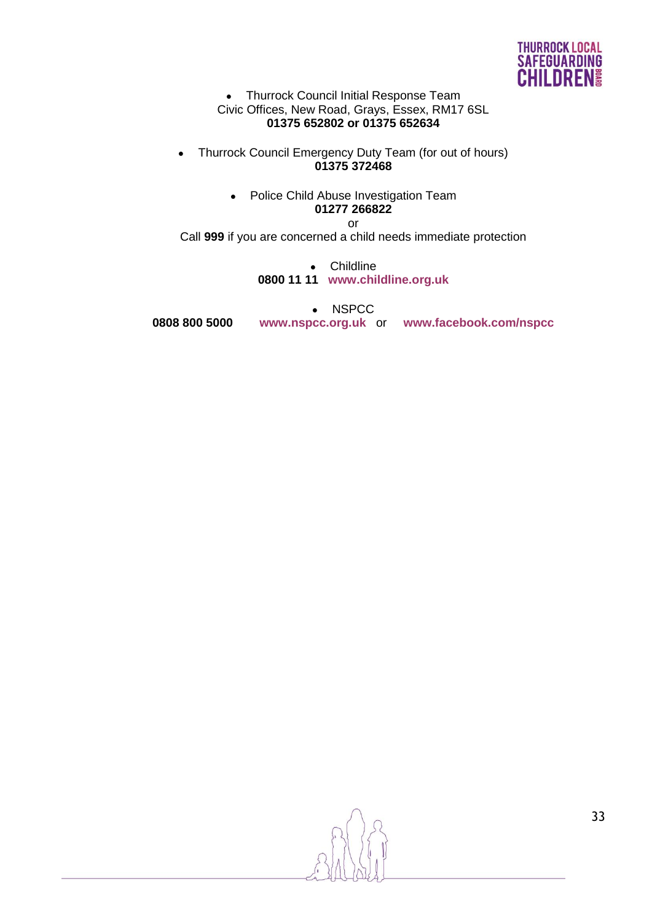- Thurrock Council Initial Response Team
  Civic Offices, New Road, Grays, Essex, RM17 6SL
  **01375 652802 or 01375 652634**

- Thurrock Council Emergency Duty Team (for out of hours)
  **01375 372468**

- Police Child Abuse Investigation Team
  **01277 266822**

or

Call **999** if you are concerned a child needs immediate protection

- Childline
  **0800 11 11** **www.childline.org.uk**

- NSPCC
  **0808 800 5000** **www.nspcc.org.uk** or **www.facebook.com/nspcc**